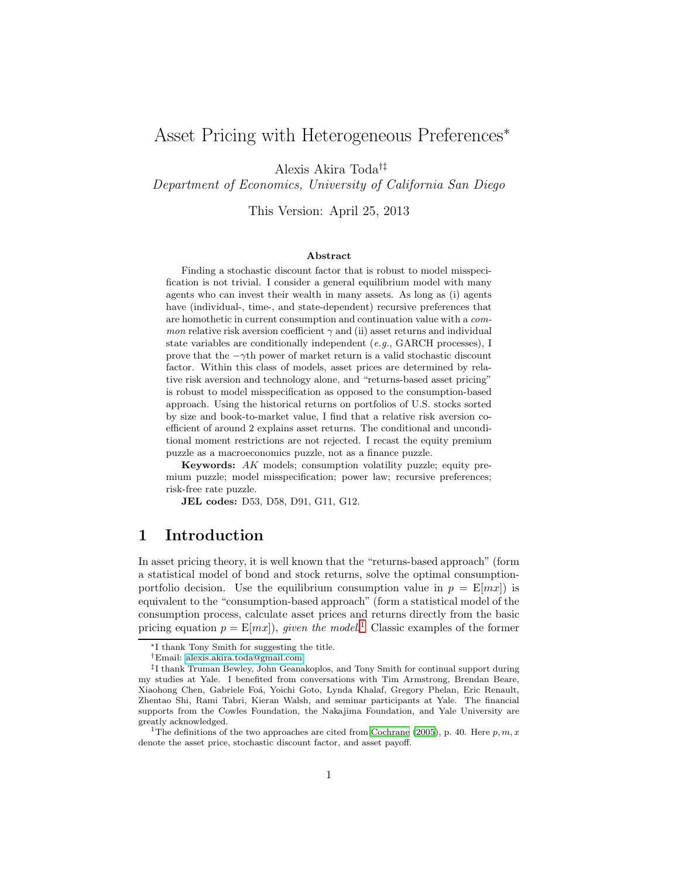# Asset Pricing with Heterogeneous Preferences*

Alexis Akira Toda[†‡]

*Department of Economics, University of California San Diego*

This Version: April 25, 2013

**Abstract**

Finding a stochastic discount factor that is robust to model misspecification is not trivial. I consider a general equilibrium model with many agents who can invest their wealth in many assets. As long as (i) agents have (individual-, time-, and state-dependent) recursive preferences that are homothetic in current consumption and continuation value with a *common* relative risk aversion coefficient $\gamma$ and (ii) asset returns and individual state variables are conditionally independent (*e.g.*, GARCH processes), I prove that the $-\gamma$th power of market return is a valid stochastic discount factor. Within this class of models, asset prices are determined by relative risk aversion and technology alone, and "returns-based asset pricing" is robust to model misspecification as opposed to the consumption-based approach. Using the historical returns on portfolios of U.S. stocks sorted by size and book-to-market value, I find that a relative risk aversion coefficient of around 2 explains asset returns. The conditional and unconditional moment restrictions are not rejected. I recast the equity premium puzzle as a macroeconomics puzzle, not as a finance puzzle.

**Keywords:** *AK* models; consumption volatility puzzle; equity premium puzzle; model misspecification; power law; recursive preferences; risk-free rate puzzle.

**JEL codes:** D53, D58, D91, G11, G12.

## 1 Introduction

In asset pricing theory, it is well known that the "returns-based approach" (form a statistical model of bond and stock returns, solve the optimal consumption-portfolio decision. Use the equilibrium consumption value in $p = \mathrm{E}[mx]$) is equivalent to the "consumption-based approach" (form a statistical model of the consumption process, calculate asset prices and returns directly from the basic pricing equation $p = \mathrm{E}[mx]$), *given the model*.[1] Classic examples of the former

---

*I thank Tony Smith for suggesting the title.

†Email: alexis.akira.toda@gmail.com

‡I thank Truman Bewley, John Geanakoplos, and Tony Smith for continual support during my studies at Yale. I benefited from conversations with Tim Armstrong, Brendan Beare, Xiaohong Chen, Gabriele Foá, Yoichi Goto, Lynda Khalaf, Gregory Phelan, Eric Renault, Zhentao Shi, Rami Tabri, Kieran Walsh, and seminar participants at Yale. The financial supports from the Cowles Foundation, the Nakajima Foundation, and Yale University are greatly acknowledged.

[1] The definitions of the two approaches are cited from Cochrane (2005), p. 40. Here $p, m, x$ denote the asset price, stochastic discount factor, and asset payoff.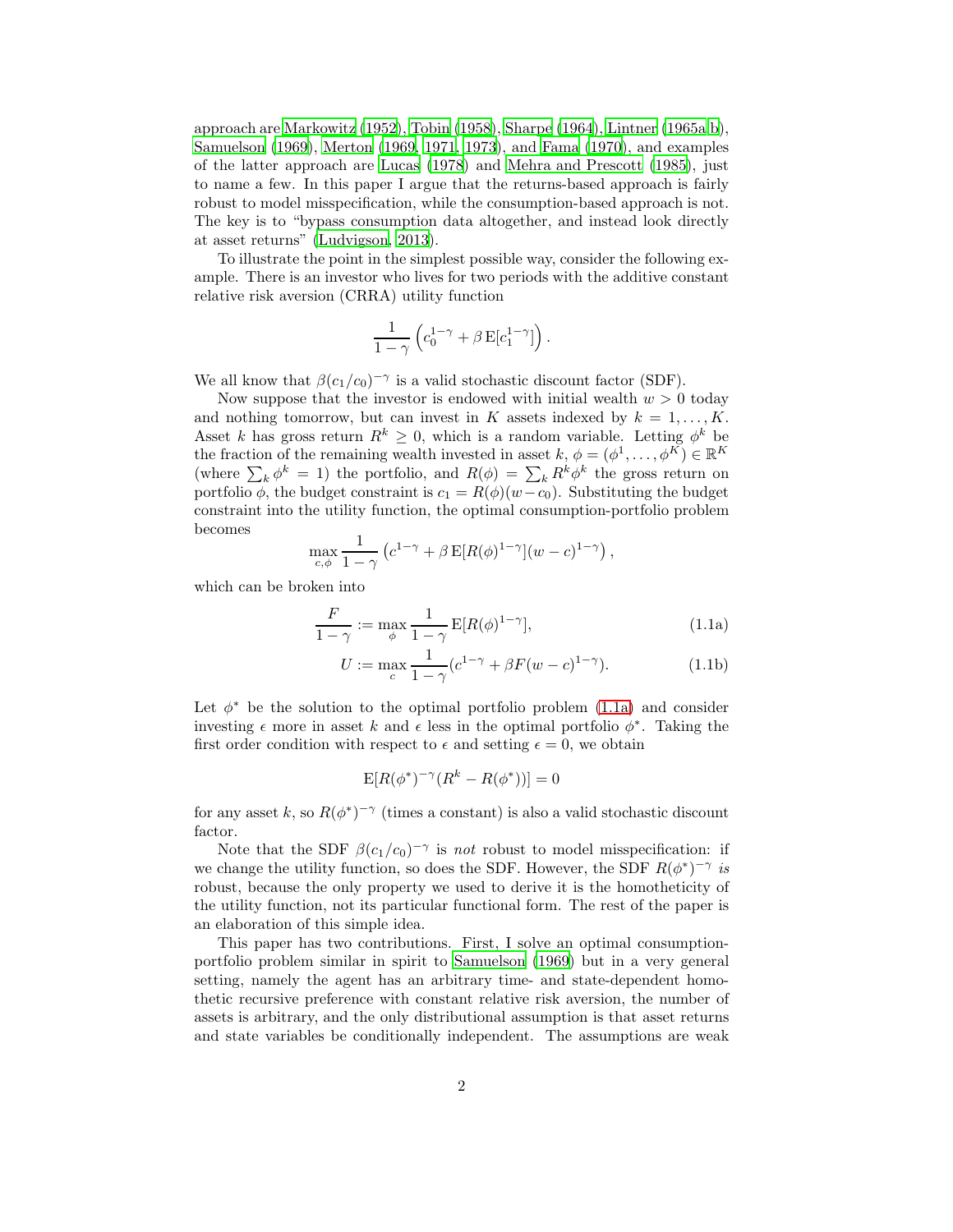approach are Markowitz (1952), Tobin (1958), Sharpe (1964), Lintner (1965a,b), Samuelson (1969), Merton (1969, 1971, 1973), and Fama (1970), and examples of the latter approach are Lucas (1978) and Mehra and Prescott (1985), just to name a few. In this paper I argue that the returns-based approach is fairly robust to model misspecification, while the consumption-based approach is not. The key is to "bypass consumption data altogether, and instead look directly at asset returns" (Ludvigson, 2013).

To illustrate the point in the simplest possible way, consider the following example. There is an investor who lives for two periods with the additive constant relative risk aversion (CRRA) utility function

$$\frac{1}{1-\gamma}\left(c_0^{1-\gamma}+\beta\,\mathrm{E}[c_1^{1-\gamma}]\right).$$

We all know that $\beta(c_1/c_0)^{-\gamma}$ is a valid stochastic discount factor (SDF).

Now suppose that the investor is endowed with initial wealth $w>0$ today and nothing tomorrow, but can invest in $K$ assets indexed by $k=1,\dots,K$. Asset $k$ has gross return $R^k \geq 0$, which is a random variable. Letting $\phi^k$ be the fraction of the remaining wealth invested in asset $k$, $\phi=(\phi^1,\dots,\phi^K)\in\mathbb{R}^K$ (where $\sum_k \phi^k=1$) the portfolio, and $R(\phi)=\sum_k R^k\phi^k$ the gross return on portfolio $\phi$, the budget constraint is $c_1=R(\phi)(w-c_0)$. Substituting the budget constraint into the utility function, the optimal consumption-portfolio problem becomes

$$\max_{c,\phi}\frac{1}{1-\gamma}\left(c^{1-\gamma}+\beta\,\mathrm{E}[R(\phi)^{1-\gamma}](w-c)^{1-\gamma}\right),$$

which can be broken into

$$\frac{F}{1-\gamma}:=\max_{\phi}\frac{1}{1-\gamma}\,\mathrm{E}[R(\phi)^{1-\gamma}], \tag{1.1a}$$

$$U:=\max_{c}\frac{1}{1-\gamma}(c^{1-\gamma}+\beta F(w-c)^{1-\gamma}). \tag{1.1b}$$

Let $\phi^*$ be the solution to the optimal portfolio problem (1.1a) and consider investing $\epsilon$ more in asset $k$ and $\epsilon$ less in the optimal portfolio $\phi^*$. Taking the first order condition with respect to $\epsilon$ and setting $\epsilon=0$, we obtain

$$\mathrm{E}[R(\phi^*)^{-\gamma}(R^k-R(\phi^*))]=0$$

for any asset $k$, so $R(\phi^*)^{-\gamma}$ (times a constant) is also a valid stochastic discount factor.

Note that the SDF $\beta(c_1/c_0)^{-\gamma}$ is *not* robust to model misspecification: if we change the utility function, so does the SDF. However, the SDF $R(\phi^*)^{-\gamma}$ *is* robust, because the only property we used to derive it is the homotheticity of the utility function, not its particular functional form. The rest of the paper is an elaboration of this simple idea.

This paper has two contributions. First, I solve an optimal consumption-portfolio problem similar in spirit to Samuelson (1969) but in a very general setting, namely the agent has an arbitrary time- and state-dependent homothetic recursive preference with constant relative risk aversion, the number of assets is arbitrary, and the only distributional assumption is that asset returns and state variables be conditionally independent. The assumptions are weak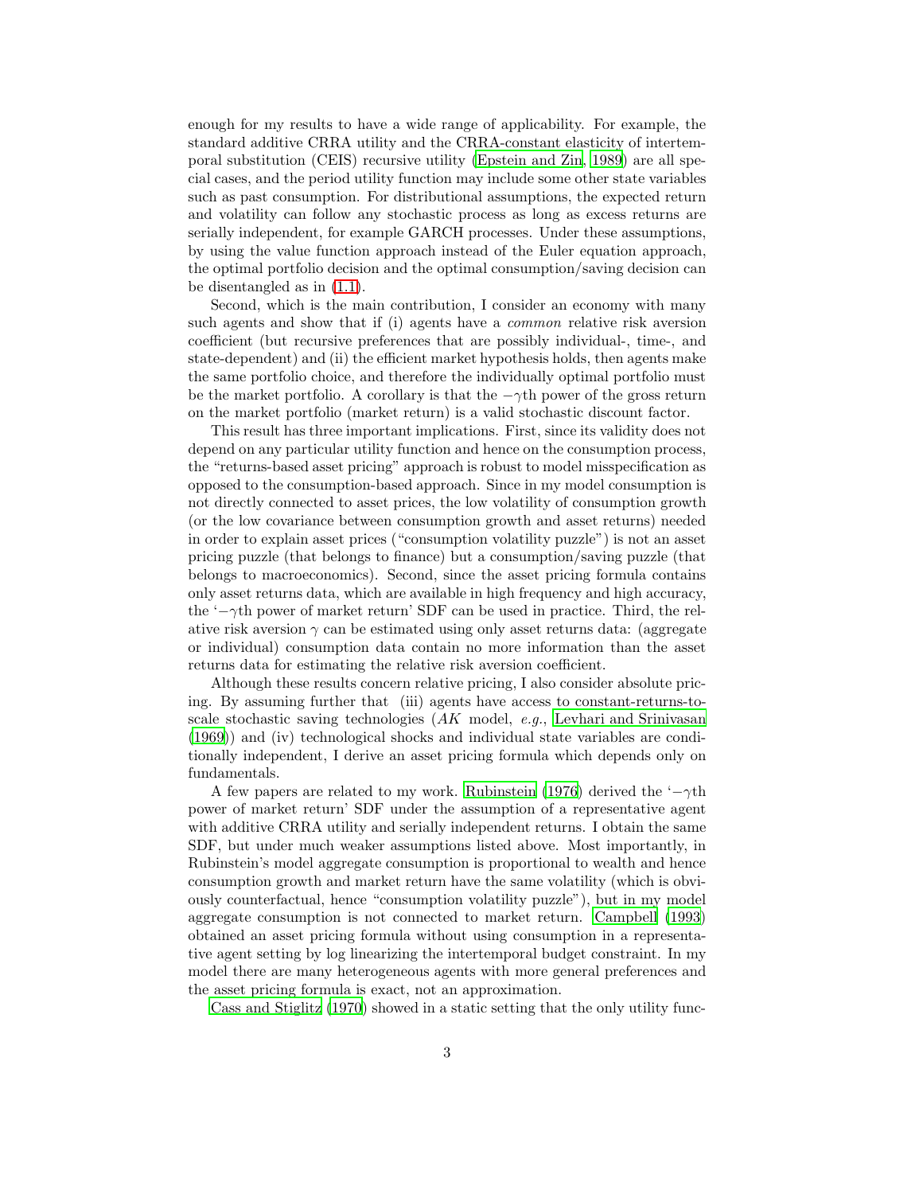enough for my results to have a wide range of applicability. For example, the standard additive CRRA utility and the CRRA-constant elasticity of intertemporal substitution (CEIS) recursive utility (Epstein and Zin, 1989) are all special cases, and the period utility function may include some other state variables such as past consumption. For distributional assumptions, the expected return and volatility can follow any stochastic process as long as excess returns are serially independent, for example GARCH processes. Under these assumptions, by using the value function approach instead of the Euler equation approach, the optimal portfolio decision and the optimal consumption/saving decision can be disentangled as in (1.1).

Second, which is the main contribution, I consider an economy with many such agents and show that if (i) agents have a *common* relative risk aversion coefficient (but recursive preferences that are possibly individual-, time-, and state-dependent) and (ii) the efficient market hypothesis holds, then agents make the same portfolio choice, and therefore the individually optimal portfolio must be the market portfolio. A corollary is that the $-\gamma$th power of the gross return on the market portfolio (market return) is a valid stochastic discount factor.

This result has three important implications. First, since its validity does not depend on any particular utility function and hence on the consumption process, the "returns-based asset pricing" approach is robust to model misspecification as opposed to the consumption-based approach. Since in my model consumption is not directly connected to asset prices, the low volatility of consumption growth (or the low covariance between consumption growth and asset returns) needed in order to explain asset prices ("consumption volatility puzzle") is not an asset pricing puzzle (that belongs to finance) but a consumption/saving puzzle (that belongs to macroeconomics). Second, since the asset pricing formula contains only asset returns data, which are available in high frequency and high accuracy, the '$-\gamma$th power of market return' SDF can be used in practice. Third, the relative risk aversion $\gamma$ can be estimated using only asset returns data: (aggregate or individual) consumption data contain no more information than the asset returns data for estimating the relative risk aversion coefficient.

Although these results concern relative pricing, I also consider absolute pricing. By assuming further that (iii) agents have access to constant-returns-to-scale stochastic saving technologies (*AK* model, *e.g.*, Levhari and Srinivasan (1969)) and (iv) technological shocks and individual state variables are conditionally independent, I derive an asset pricing formula which depends only on fundamentals.

A few papers are related to my work. Rubinstein (1976) derived the '$-\gamma$th power of market return' SDF under the assumption of a representative agent with additive CRRA utility and serially independent returns. I obtain the same SDF, but under much weaker assumptions listed above. Most importantly, in Rubinstein's model aggregate consumption is proportional to wealth and hence consumption growth and market return have the same volatility (which is obviously counterfactual, hence "consumption volatility puzzle"), but in my model aggregate consumption is not connected to market return. Campbell (1993) obtained an asset pricing formula without using consumption in a representative agent setting by log linearizing the intertemporal budget constraint. In my model there are many heterogeneous agents with more general preferences and the asset pricing formula is exact, not an approximation.

Cass and Stiglitz (1970) showed in a static setting that the only utility func-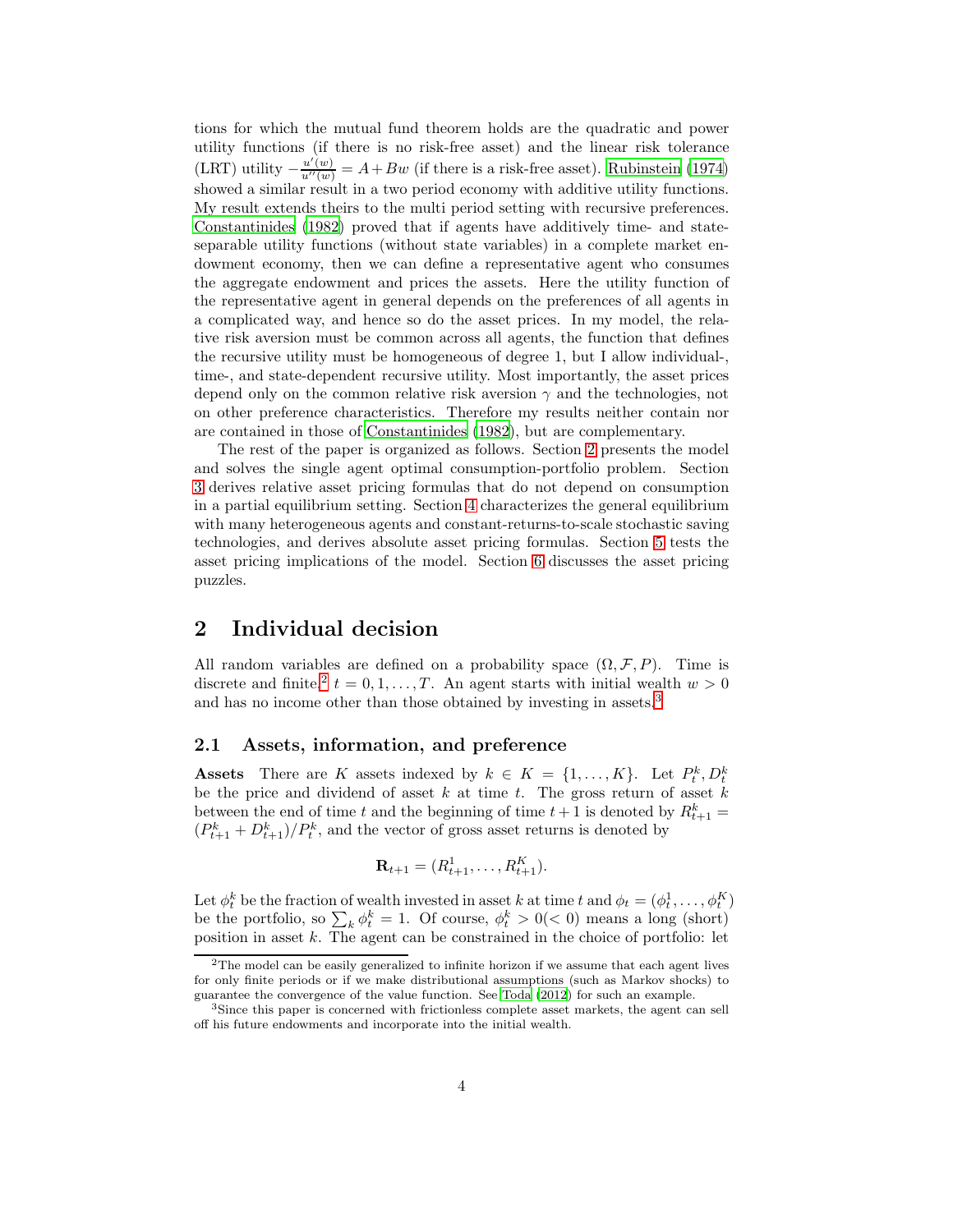tions for which the mutual fund theorem holds are the quadratic and power utility functions (if there is no risk-free asset) and the linear risk tolerance (LRT) utility $-\frac{u'(w)}{u''(w)} = A + Bw$ (if there is a risk-free asset). Rubinstein (1974) showed a similar result in a two period economy with additive utility functions. My result extends theirs to the multi period setting with recursive preferences. Constantinides (1982) proved that if agents have additively time- and state-separable utility functions (without state variables) in a complete market endowment economy, then we can define a representative agent who consumes the aggregate endowment and prices the assets. Here the utility function of the representative agent in general depends on the preferences of all agents in a complicated way, and hence so do the asset prices. In my model, the relative risk aversion must be common across all agents, the function that defines the recursive utility must be homogeneous of degree 1, but I allow individual-, time-, and state-dependent recursive utility. Most importantly, the asset prices depend only on the common relative risk aversion $\gamma$ and the technologies, not on other preference characteristics. Therefore my results neither contain nor are contained in those of Constantinides (1982), but are complementary.

The rest of the paper is organized as follows. Section 2 presents the model and solves the single agent optimal consumption-portfolio problem. Section 3 derives relative asset pricing formulas that do not depend on consumption in a partial equilibrium setting. Section 4 characterizes the general equilibrium with many heterogeneous agents and constant-returns-to-scale stochastic saving technologies, and derives absolute asset pricing formulas. Section 5 tests the asset pricing implications of the model. Section 6 discusses the asset pricing puzzles.

# 2 Individual decision

All random variables are defined on a probability space $(\Omega, \mathcal{F}, P)$. Time is discrete and finite,[2] $t = 0, 1, \dots, T$. An agent starts with initial wealth $w > 0$ and has no income other than those obtained by investing in assets.[3]

## 2.1 Assets, information, and preference

**Assets** There are $K$ assets indexed by $k \in K = \{1, \dots, K\}$. Let $P_t^k, D_t^k$ be the price and dividend of asset $k$ at time $t$. The gross return of asset $k$ between the end of time $t$ and the beginning of time $t+1$ is denoted by $R_{t+1}^k = (P_{t+1}^k + D_{t+1}^k)/P_t^k$, and the vector of gross asset returns is denoted by

$$\mathbf{R}_{t+1} = (R_{t+1}^1, \dots, R_{t+1}^K).$$

Let $\phi_t^k$ be the fraction of wealth invested in asset $k$ at time $t$ and $\phi_t = (\phi_t^1, \dots, \phi_t^K)$ be the portfolio, so $\sum_k \phi_t^k = 1$. Of course, $\phi_t^k > 0 (< 0)$ means a long (short) position in asset $k$. The agent can be constrained in the choice of portfolio: let

[2] The model can be easily generalized to infinite horizon if we assume that each agent lives for only finite periods or if we make distributional assumptions (such as Markov shocks) to guarantee the convergence of the value function. See Toda (2012) for such an example.

[3] Since this paper is concerned with frictionless complete asset markets, the agent can sell off his future endowments and incorporate into the initial wealth.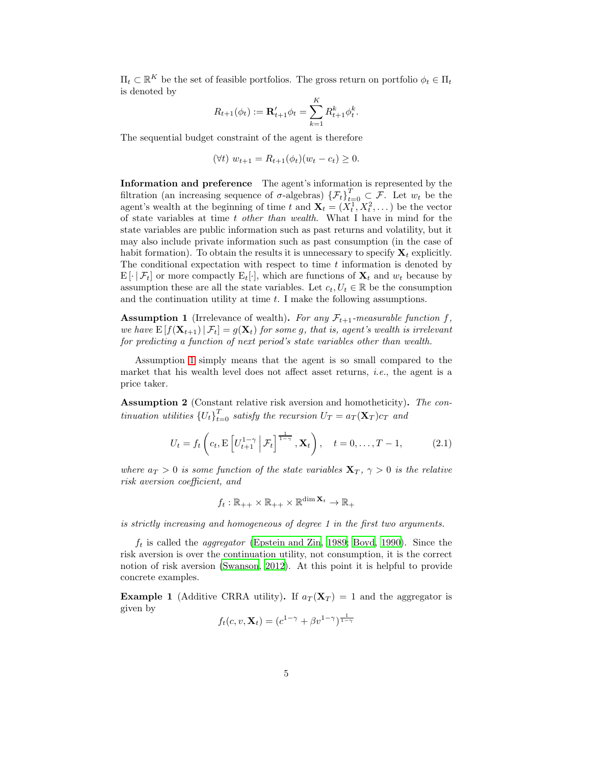$\Pi_t \subset \mathbb{R}^K$ be the set of feasible portfolios. The gross return on portfolio $\phi_t \in \Pi_t$ is denoted by

$$R_{t+1}(\phi_t) := \mathbf{R}'_{t+1}\phi_t = \sum_{k=1}^{K} R^k_{t+1}\phi^k_t.$$

The sequential budget constraint of the agent is therefore

$$(\forall t)\ w_{t+1} = R_{t+1}(\phi_t)(w_t - c_t) \geq 0.$$

**Information and preference** The agent's information is represented by the filtration (an increasing sequence of $\sigma$-algebras) $\{\mathcal{F}_t\}_{t=0}^T \subset \mathcal{F}$. Let $w_t$ be the agent's wealth at the beginning of time $t$ and $\mathbf{X}_t = (X_t^1, X_t^2, \dots)$ be the vector of state variables at time $t$ *other than wealth*. What I have in mind for the state variables are public information such as past returns and volatility, but it may also include private information such as past consumption (in the case of habit formation). To obtain the results it is unnecessary to specify $\mathbf{X}_t$ explicitly. The conditional expectation with respect to time $t$ information is denoted by $\mathrm{E}[\cdot \mid \mathcal{F}_t]$ or more compactly $\mathrm{E}_t[\cdot]$, which are functions of $\mathbf{X}_t$ and $w_t$ because by assumption these are all the state variables. Let $c_t, U_t \in \mathbb{R}$ be the consumption and the continuation utility at time $t$. I make the following assumptions.

**Assumption 1** (Irrelevance of wealth)**.** *For any $\mathcal{F}_{t+1}$-measurable function $f$, we have $\mathrm{E}[f(\mathbf{X}_{t+1}) \mid \mathcal{F}_t] = g(\mathbf{X}_t)$ for some $g$, that is, agent's wealth is irrelevant for predicting a function of next period's state variables other than wealth.*

Assumption 1 simply means that the agent is so small compared to the market that his wealth level does not affect asset returns, *i.e.*, the agent is a price taker.

**Assumption 2** (Constant relative risk aversion and homotheticity)**.** *The continuation utilities $\{U_t\}_{t=0}^T$ satisfy the recursion $U_T = a_T(\mathbf{X}_T)c_T$ and*

$$U_t = f_t\left(c_t, \mathrm{E}\left[U_{t+1}^{1-\gamma} \,\middle|\, \mathcal{F}_t\right]^{\frac{1}{1-\gamma}}, \mathbf{X}_t\right), \quad t = 0, \dots, T-1, \tag{2.1}$$

*where $a_T > 0$ is some function of the state variables $\mathbf{X}_T$, $\gamma > 0$ is the relative risk aversion coefficient, and*

$$f_t : \mathbb{R}_{++} \times \mathbb{R}_{++} \times \mathbb{R}^{\dim \mathbf{X}_t} \to \mathbb{R}_+$$

*is strictly increasing and homogeneous of degree 1 in the first two arguments.*

$f_t$ is called the *aggregator* (Epstein and Zin, 1989; Boyd, 1990). Since the risk aversion is over the continuation utility, not consumption, it is the correct notion of risk aversion (Swanson, 2012). At this point it is helpful to provide concrete examples.

**Example 1** (Additive CRRA utility)**.** If $a_T(\mathbf{X}_T) = 1$ and the aggregator is given by

$$f_t(c, v, \mathbf{X}_t) = (c^{1-\gamma} + \beta v^{1-\gamma})^{\frac{1}{1-\gamma}}$$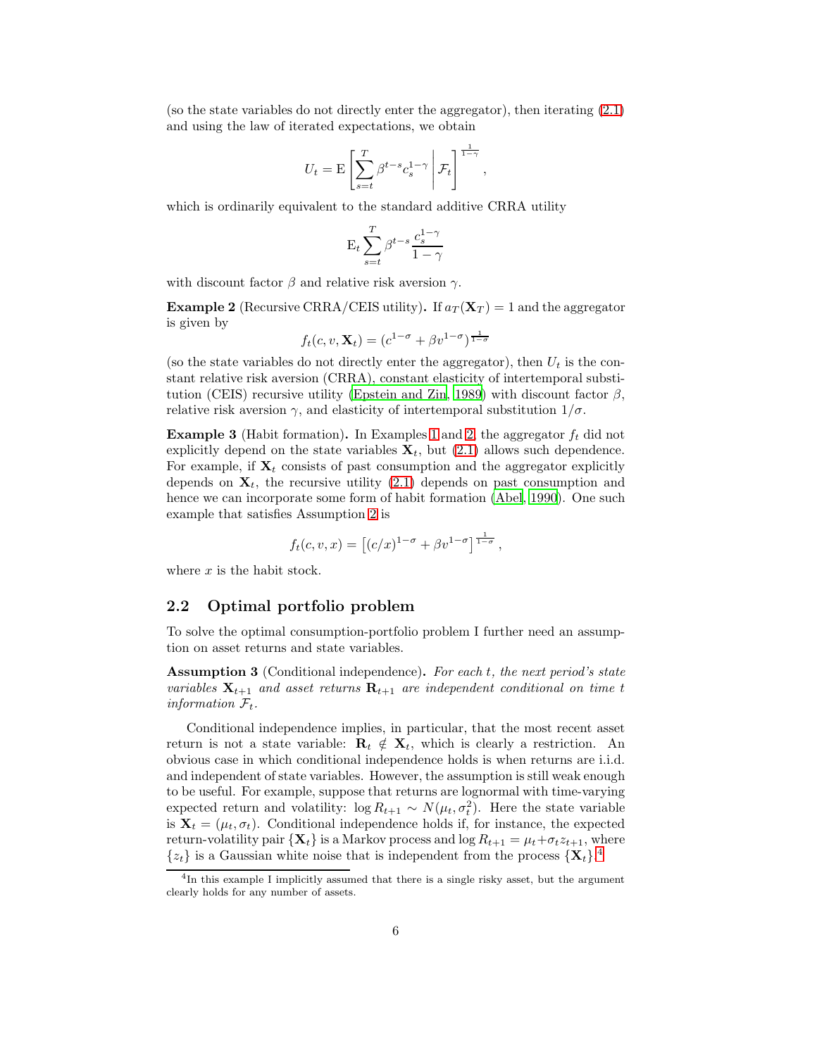(so the state variables do not directly enter the aggregator), then iterating (2.1) and using the law of iterated expectations, we obtain

$$U_t = \mathrm{E}\left[\sum_{s=t}^{T} \beta^{t-s} c_s^{1-\gamma} \,\middle|\, \mathcal{F}_t\right]^{\frac{1}{1-\gamma}},$$

which is ordinarily equivalent to the standard additive CRRA utility

$$\mathrm{E}_t \sum_{s=t}^{T} \beta^{t-s} \frac{c_s^{1-\gamma}}{1-\gamma}$$

with discount factor $\beta$ and relative risk aversion $\gamma$.

**Example 2** (Recursive CRRA/CEIS utility)**.** If $a_T(\mathbf{X}_T) = 1$ and the aggregator is given by

$$f_t(c, v, \mathbf{X}_t) = (c^{1-\sigma} + \beta v^{1-\sigma})^{\frac{1}{1-\sigma}}$$

(so the state variables do not directly enter the aggregator), then $U_t$ is the constant relative risk aversion (CRRA), constant elasticity of intertemporal substitution (CEIS) recursive utility (Epstein and Zin, 1989) with discount factor $\beta$, relative risk aversion $\gamma$, and elasticity of intertemporal substitution $1/\sigma$.

**Example 3** (Habit formation)**.** In Examples 1 and 2, the aggregator $f_t$ did not explicitly depend on the state variables $\mathbf{X}_t$, but (2.1) allows such dependence. For example, if $\mathbf{X}_t$ consists of past consumption and the aggregator explicitly depends on $\mathbf{X}_t$, the recursive utility (2.1) depends on past consumption and hence we can incorporate some form of habit formation (Abel, 1990). One such example that satisfies Assumption 2 is

$$f_t(c, v, x) = \left[(c/x)^{1-\sigma} + \beta v^{1-\sigma}\right]^{\frac{1}{1-\sigma}},$$

where $x$ is the habit stock.

## 2.2 Optimal portfolio problem

To solve the optimal consumption-portfolio problem I further need an assumption on asset returns and state variables.

**Assumption 3** (Conditional independence)**.** *For each $t$, the next period's state variables $\mathbf{X}_{t+1}$ and asset returns $\mathbf{R}_{t+1}$ are independent conditional on time $t$ information $\mathcal{F}_t$.*

Conditional independence implies, in particular, that the most recent asset return is not a state variable: $\mathbf{R}_t \notin \mathbf{X}_t$, which is clearly a restriction. An obvious case in which conditional independence holds is when returns are i.i.d. and independent of state variables. However, the assumption is still weak enough to be useful. For example, suppose that returns are lognormal with time-varying expected return and volatility: $\log R_{t+1} \sim N(\mu_t, \sigma_t^2)$. Here the state variable is $\mathbf{X}_t = (\mu_t, \sigma_t)$. Conditional independence holds if, for instance, the expected return-volatility pair $\{\mathbf{X}_t\}$ is a Markov process and $\log R_{t+1} = \mu_t + \sigma_t z_{t+1}$, where $\{z_t\}$ is a Gaussian white noise that is independent from the process $\{\mathbf{X}_t\}$.[4]

[4] In this example I implicitly assumed that there is a single risky asset, but the argument clearly holds for any number of assets.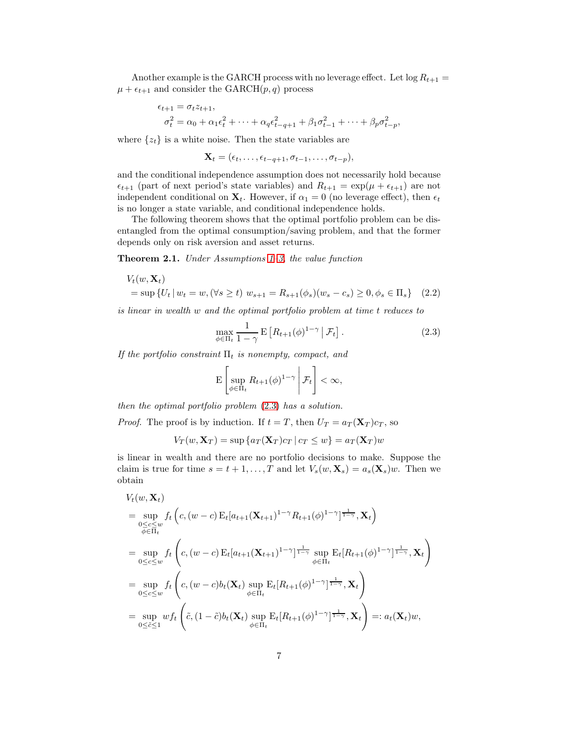Another example is the GARCH process with no leverage effect. Let $\log R_{t+1} = \mu + \epsilon_{t+1}$ and consider the GARCH$(p,q)$ process

$$
\begin{aligned}
\epsilon_{t+1} &= \sigma_t z_{t+1}, \\
\sigma_t^2 &= \alpha_0 + \alpha_1 \epsilon_t^2 + \dots + \alpha_q \epsilon_{t-q+1}^2 + \beta_1 \sigma_{t-1}^2 + \dots + \beta_p \sigma_{t-p}^2,
\end{aligned}
$$

where $\{z_t\}$ is a white noise. Then the state variables are

$$
\mathbf{X}_t = (\epsilon_t, \dots, \epsilon_{t-q+1}, \sigma_{t-1}, \dots, \sigma_{t-p}),
$$

and the conditional independence assumption does not necessarily hold because $\epsilon_{t+1}$ (part of next period's state variables) and $R_{t+1} = \exp(\mu + \epsilon_{t+1})$ are not independent conditional on $\mathbf{X}_t$. However, if $\alpha_1 = 0$ (no leverage effect), then $\epsilon_t$ is no longer a state variable, and conditional independence holds.

The following theorem shows that the optimal portfolio problem can be disentangled from the optimal consumption/saving problem, and that the former depends only on risk aversion and asset returns.

**Theorem 2.1.** *Under Assumptions 1–3, the value function*

$$
\begin{aligned}
&V_t(w, \mathbf{X}_t) \\
&= \sup \{ U_t \mid w_t = w, (\forall s \geq t) \; w_{s+1} = R_{s+1}(\phi_s)(w_s - c_s) \geq 0, \phi_s \in \Pi_s \} \quad (2.2)
\end{aligned}
$$

*is linear in wealth $w$ and the optimal portfolio problem at time $t$ reduces to*

$$
\max_{\phi \in \Pi_t} \frac{1}{1-\gamma} \operatorname{E} \left[ R_{t+1}(\phi)^{1-\gamma} \,\middle|\, \mathcal{F}_t \right]. \tag{2.3}
$$

*If the portfolio constraint $\Pi_t$ is nonempty, compact, and*

$$
\operatorname{E} \left[ \sup_{\phi \in \Pi_t} R_{t+1}(\phi)^{1-\gamma} \,\middle|\, \mathcal{F}_t \right] < \infty,
$$

*then the optimal portfolio problem (2.3) has a solution.*

*Proof.* The proof is by induction. If $t = T$, then $U_T = a_T(\mathbf{X}_T) c_T$, so

$$
V_T(w, \mathbf{X}_T) = \sup \{ a_T(\mathbf{X}_T) c_T \mid c_T \leq w \} = a_T(\mathbf{X}_T) w
$$

is linear in wealth and there are no portfolio decisions to make. Suppose the claim is true for time $s = t+1, \dots, T$ and let $V_s(w, \mathbf{X}_s) = a_s(\mathbf{X}_s) w$. Then we obtain

$$
\begin{aligned}
&V_t(w, \mathbf{X}_t) \\
&= \sup_{\substack{0 \leq c \leq w \\ \phi \in \Pi_t}} f_t \left( c, (w-c) \operatorname{E}_t [a_{t+1}(\mathbf{X}_{t+1})^{1-\gamma} R_{t+1}(\phi)^{1-\gamma}]^{\frac{1}{1-\gamma}}, \mathbf{X}_t \right) \\
&= \sup_{0 \leq c \leq w} f_t \left( c, (w-c) \operatorname{E}_t [a_{t+1}(\mathbf{X}_{t+1})^{1-\gamma}]^{\frac{1}{1-\gamma}} \sup_{\phi \in \Pi_t} \operatorname{E}_t [R_{t+1}(\phi)^{1-\gamma}]^{\frac{1}{1-\gamma}}, \mathbf{X}_t \right) \\
&= \sup_{0 \leq c \leq w} f_t \left( c, (w-c) b_t(\mathbf{X}_t) \sup_{\phi \in \Pi_t} \operatorname{E}_t [R_{t+1}(\phi)^{1-\gamma}]^{\frac{1}{1-\gamma}}, \mathbf{X}_t \right) \\
&= \sup_{0 \leq \tilde{c} \leq 1} w f_t \left( \tilde{c}, (1-\tilde{c}) b_t(\mathbf{X}_t) \sup_{\phi \in \Pi_t} \operatorname{E}_t [R_{t+1}(\phi)^{1-\gamma}]^{\frac{1}{1-\gamma}}, \mathbf{X}_t \right) =: a_t(\mathbf{X}_t) w,
\end{aligned}
$$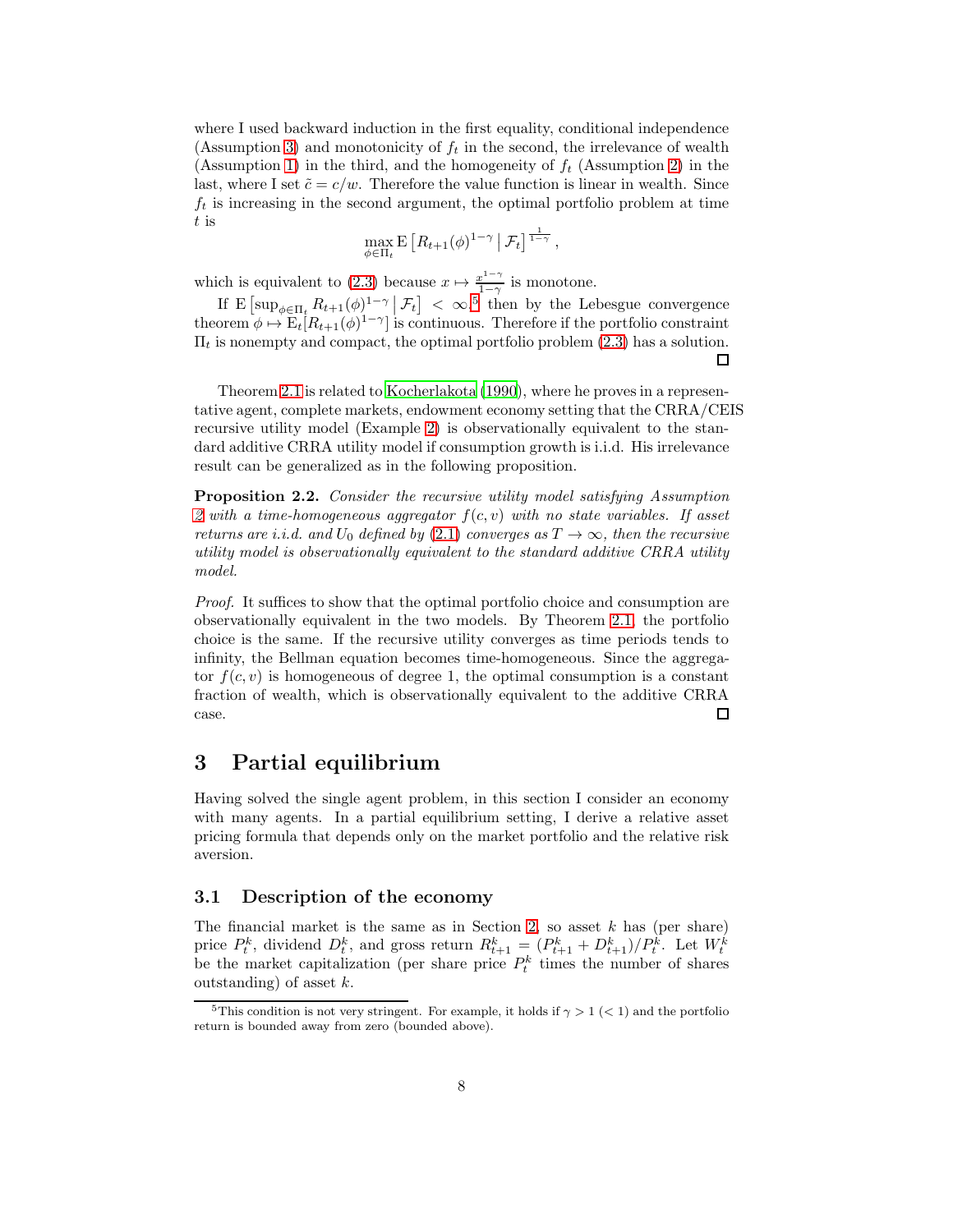where I used backward induction in the first equality, conditional independence (Assumption 3) and monotonicity of $f_t$ in the second, the irrelevance of wealth (Assumption 1) in the third, and the homogeneity of $f_t$ (Assumption 2) in the last, where I set $\tilde{c} = c/w$. Therefore the value function is linear in wealth. Since $f_t$ is increasing in the second argument, the optimal portfolio problem at time $t$ is

$$\max_{\phi \in \Pi_t} \mathrm{E}\left[R_{t+1}(\phi)^{1-\gamma} \,\middle|\, \mathcal{F}_t\right]^{\frac{1}{1-\gamma}},$$

which is equivalent to (2.3) because $x \mapsto \frac{x^{1-\gamma}}{1-\gamma}$ is monotone.

If $\mathrm{E}\left[\sup_{\phi \in \Pi_t} R_{t+1}(\phi)^{1-\gamma} \,\middle|\, \mathcal{F}_t\right] < \infty$,[5] then by the Lebesgue convergence theorem $\phi \mapsto \mathrm{E}_t[R_{t+1}(\phi)^{1-\gamma}]$ is continuous. Therefore if the portfolio constraint $\Pi_t$ is nonempty and compact, the optimal portfolio problem (2.3) has a solution. □

Theorem 2.1 is related to Kocherlakota (1990), where he proves in a representative agent, complete markets, endowment economy setting that the CRRA/CEIS recursive utility model (Example 2) is observationally equivalent to the standard additive CRRA utility model if consumption growth is i.i.d. His irrelevance result can be generalized as in the following proposition.

**Proposition 2.2.** *Consider the recursive utility model satisfying Assumption 2 with a time-homogeneous aggregator $f(c, v)$ with no state variables. If asset returns are i.i.d. and $U_0$ defined by (2.1) converges as $T \to \infty$, then the recursive utility model is observationally equivalent to the standard additive CRRA utility model.*

*Proof.* It suffices to show that the optimal portfolio choice and consumption are observationally equivalent in the two models. By Theorem 2.1, the portfolio choice is the same. If the recursive utility converges as time periods tends to infinity, the Bellman equation becomes time-homogeneous. Since the aggregator $f(c, v)$ is homogeneous of degree 1, the optimal consumption is a constant fraction of wealth, which is observationally equivalent to the additive CRRA case. □

# 3 Partial equilibrium

Having solved the single agent problem, in this section I consider an economy with many agents. In a partial equilibrium setting, I derive a relative asset pricing formula that depends only on the market portfolio and the relative risk aversion.

## 3.1 Description of the economy

The financial market is the same as in Section 2, so asset $k$ has (per share) price $P_t^k$, dividend $D_t^k$, and gross return $R_{t+1}^k = (P_{t+1}^k + D_{t+1}^k)/P_t^k$. Let $W_t^k$ be the market capitalization (per share price $P_t^k$ times the number of shares outstanding) of asset $k$.

[5] This condition is not very stringent. For example, it holds if $\gamma > 1$ ($< 1$) and the portfolio return is bounded away from zero (bounded above).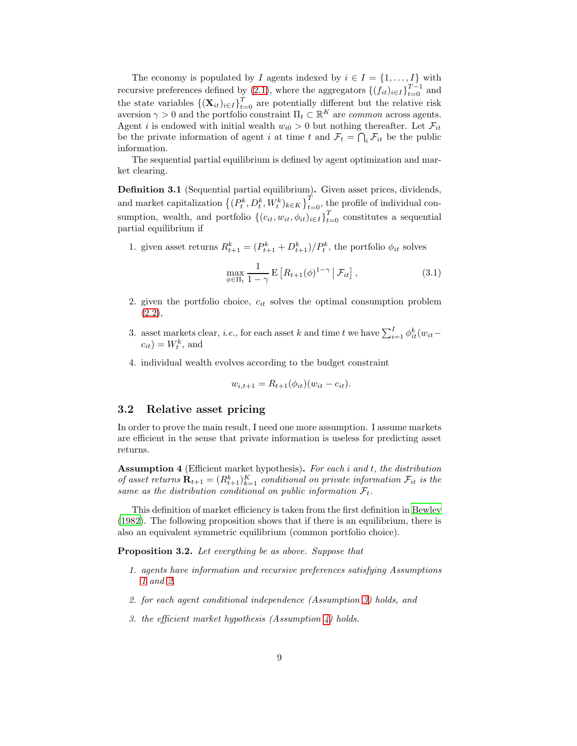The economy is populated by $I$ agents indexed by $i \in I = \{1, \dots, I\}$ with recursive preferences defined by (2.1), where the aggregators $\{(f_{it})_{i\in I}\}_{t=0}^{T-1}$ and the state variables $\{(\mathbf{X}_{it})_{i\in I}\}_{t=0}^{T}$ are potentially different but the relative risk aversion $\gamma > 0$ and the portfolio constraint $\Pi_t \subset \mathbb{R}^K$ are *common* across agents. Agent $i$ is endowed with initial wealth $w_{i0} > 0$ but nothing thereafter. Let $\mathcal{F}_{it}$ be the private information of agent $i$ at time $t$ and $\mathcal{F}_t = \bigcap_i \mathcal{F}_{it}$ be the public information.

The sequential partial equilibrium is defined by agent optimization and market clearing.

**Definition 3.1** (Sequential partial equilibrium)**.** Given asset prices, dividends, and market capitalization $\left\{(P_t^k, D_t^k, W_t^k)_{k\in K}\right\}_{t=0}^{T}$, the profile of individual consumption, wealth, and portfolio $\{(c_{it}, w_{it}, \phi_{it})_{i\in I}\}_{t=0}^{T}$ constitutes a sequential partial equilibrium if

1. given asset returns $R_{t+1}^k = (P_{t+1}^k + D_{t+1}^k)/P_t^k$, the portfolio $\phi_{it}$ solves

$$\max_{\phi\in\Pi_t} \frac{1}{1-\gamma} \mathrm{E}\left[R_{t+1}(\phi)^{1-\gamma} \,\middle|\, \mathcal{F}_{it}\right], \tag{3.1}$$

2. given the portfolio choice, $c_{it}$ solves the optimal consumption problem (2.2),

3. asset markets clear, *i.e.*, for each asset $k$ and time $t$ we have $\sum_{i=1}^{I} \phi_{it}^k (w_{it} - c_{it}) = W_t^k$, and

4. individual wealth evolves according to the budget constraint

$$w_{i,t+1} = R_{t+1}(\phi_{it})(w_{it} - c_{it}).$$

## 3.2 Relative asset pricing

In order to prove the main result, I need one more assumption. I assume markets are efficient in the sense that private information is useless for predicting asset returns.

**Assumption 4** (Efficient market hypothesis)**.** *For each $i$ and $t$, the distribution of asset returns $\mathbf{R}_{t+1} = (R_{t+1}^k)_{k=1}^K$ conditional on private information $\mathcal{F}_{it}$ is the same as the distribution conditional on public information $\mathcal{F}_t$.*

This definition of market efficiency is taken from the first definition in Bewley (1982). The following proposition shows that if there is an equilibrium, there is also an equivalent symmetric equilibrium (common portfolio choice).

**Proposition 3.2.** *Let everything be as above. Suppose that*

1. *agents have information and recursive preferences satisfying Assumptions 1 and 2,*

2. *for each agent conditional independence (Assumption 3) holds, and*

3. *the efficient market hypothesis (Assumption 4) holds.*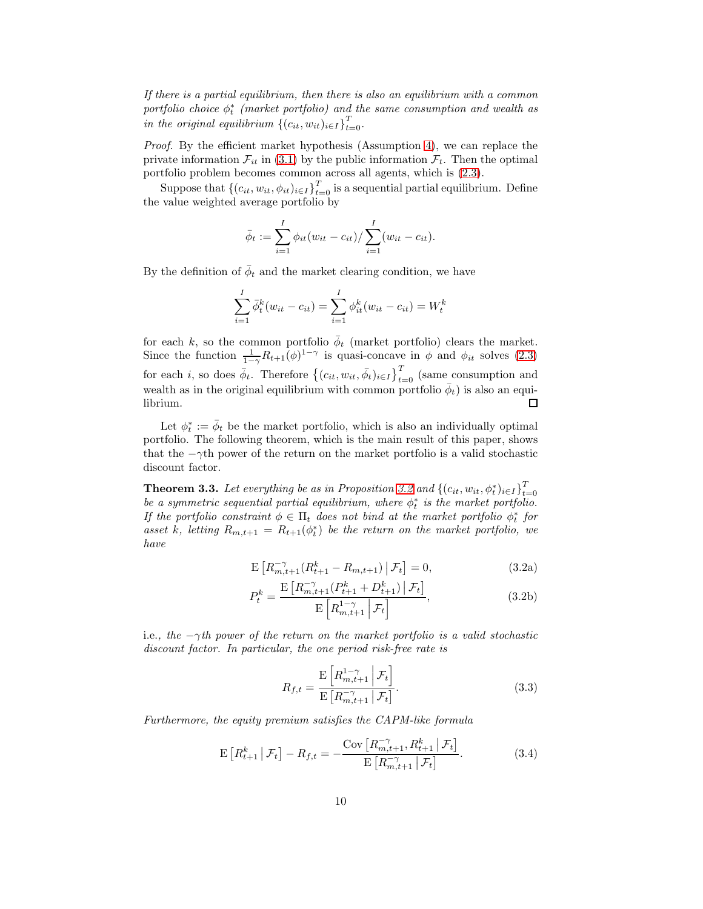*If there is a partial equilibrium, then there is also an equilibrium with a common portfolio choice $\phi_t^*$ (market portfolio) and the same consumption and wealth as in the original equilibrium $\{(c_{it}, w_{it})_{i\in I}\}_{t=0}^T$.*

*Proof.* By the efficient market hypothesis (Assumption 4), we can replace the private information $\mathcal{F}_{it}$ in (3.1) by the public information $\mathcal{F}_t$. Then the optimal portfolio problem becomes common across all agents, which is (2.3).

Suppose that $\{(c_{it}, w_{it}, \phi_{it})_{i\in I}\}_{t=0}^T$ is a sequential partial equilibrium. Define the value weighted average portfolio by

$$\bar{\phi}_t := \sum_{i=1}^I \phi_{it}(w_{it} - c_{it}) / \sum_{i=1}^I (w_{it} - c_{it}).$$

By the definition of $\bar{\phi}_t$ and the market clearing condition, we have

$$\sum_{i=1}^I \bar{\phi}_t^k (w_{it} - c_{it}) = \sum_{i=1}^I \phi_{it}^k (w_{it} - c_{it}) = W_t^k$$

for each $k$, so the common portfolio $\bar{\phi}_t$ (market portfolio) clears the market. Since the function $\frac{1}{1-\gamma} R_{t+1}(\phi)^{1-\gamma}$ is quasi-concave in $\phi$ and $\phi_{it}$ solves (2.3) for each $i$, so does $\bar{\phi}_t$. Therefore $\{(c_{it}, w_{it}, \bar{\phi}_t)_{i\in I}\}_{t=0}^T$ (same consumption and wealth as in the original equilibrium with common portfolio $\bar{\phi}_t$) is also an equilibrium. $\square$

Let $\phi_t^* := \bar{\phi}_t$ be the market portfolio, which is also an individually optimal portfolio. The following theorem, which is the main result of this paper, shows that the $-\gamma$th power of the return on the market portfolio is a valid stochastic discount factor.

**Theorem 3.3.** *Let everything be as in Proposition 3.2 and $\{(c_{it}, w_{it}, \phi_t^*)_{i\in I}\}_{t=0}^T$ be a symmetric sequential partial equilibrium, where $\phi_t^*$ is the market portfolio. If the portfolio constraint $\phi \in \Pi_t$ does not bind at the market portfolio $\phi_t^*$ for asset $k$, letting $R_{m,t+1} = R_{t+1}(\phi_t^*)$ be the return on the market portfolio, we have*

$$\mathrm{E}\left[R_{m,t+1}^{-\gamma}(R_{t+1}^k - R_{m,t+1}) \,\middle|\, \mathcal{F}_t\right] = 0, \tag{3.2a}$$

$$P_t^k = \frac{\mathrm{E}\left[R_{m,t+1}^{-\gamma}(P_{t+1}^k + D_{t+1}^k) \,\middle|\, \mathcal{F}_t\right]}{\mathrm{E}\left[R_{m,t+1}^{1-\gamma} \,\middle|\, \mathcal{F}_t\right]}, \tag{3.2b}$$

i.e.*, the $-\gamma$th power of the return on the market portfolio is a valid stochastic discount factor. In particular, the one period risk-free rate is*

$$R_{f,t} = \frac{\mathrm{E}\left[R_{m,t+1}^{1-\gamma} \,\middle|\, \mathcal{F}_t\right]}{\mathrm{E}\left[R_{m,t+1}^{-\gamma} \,\middle|\, \mathcal{F}_t\right]}. \tag{3.3}$$

*Furthermore, the equity premium satisfies the CAPM-like formula*

$$\mathrm{E}\left[R_{t+1}^k \,\middle|\, \mathcal{F}_t\right] - R_{f,t} = -\frac{\mathrm{Cov}\left[R_{m,t+1}^{-\gamma}, R_{t+1}^k \,\middle|\, \mathcal{F}_t\right]}{\mathrm{E}\left[R_{m,t+1}^{-\gamma} \,\middle|\, \mathcal{F}_t\right]}. \tag{3.4}$$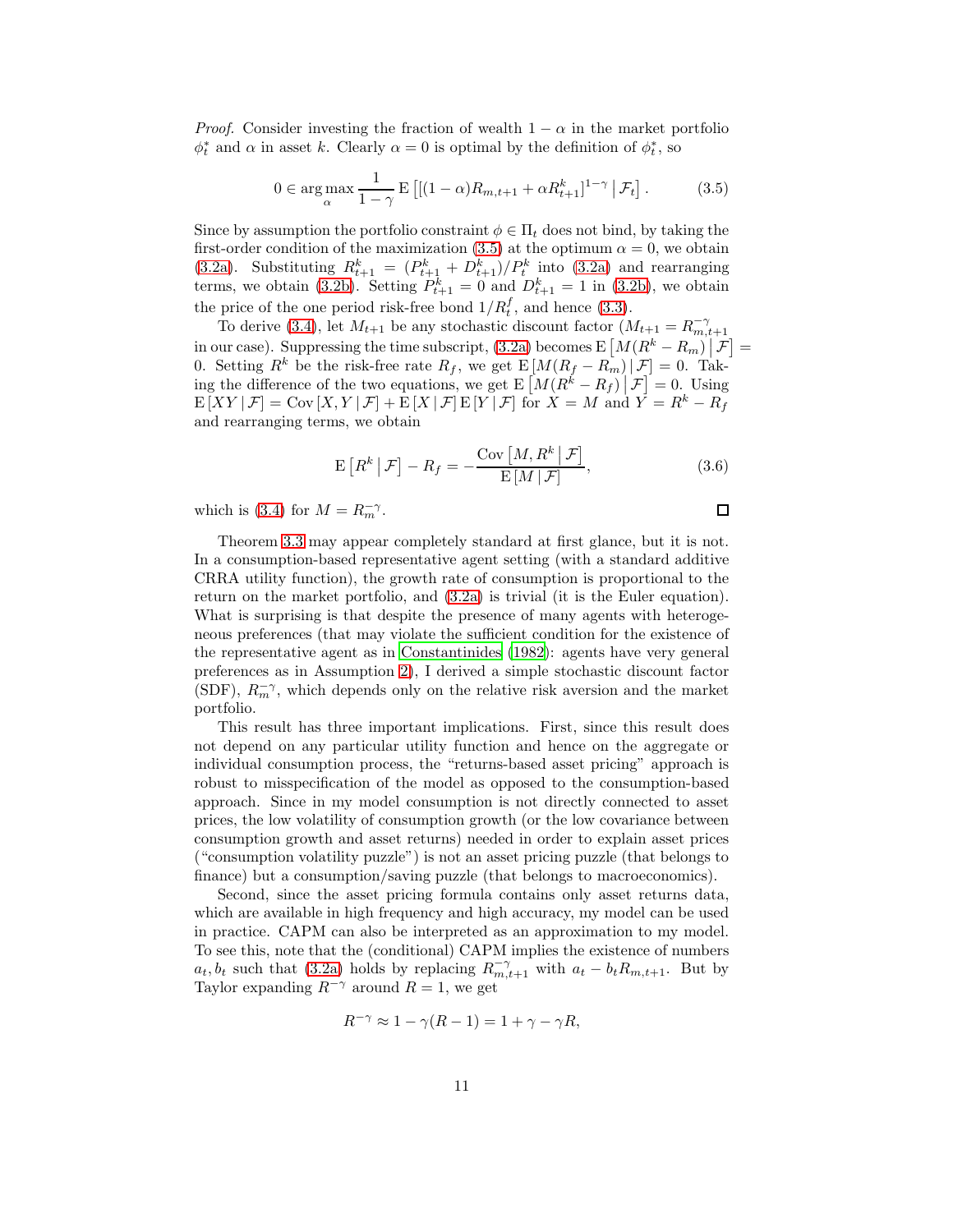*Proof.* Consider investing the fraction of wealth $1-\alpha$ in the market portfolio $\phi_t^*$ and $\alpha$ in asset $k$. Clearly $\alpha = 0$ is optimal by the definition of $\phi_t^*$, so

$$0 \in \arg\max_{\alpha} \frac{1}{1-\gamma} \mathrm{E}\left[ \left[ (1-\alpha) R_{m,t+1} + \alpha R_{t+1}^k \right]^{1-\gamma} \,\middle|\, \mathcal{F}_t \right]. \tag{3.5}$$

Since by assumption the portfolio constraint $\phi \in \Pi_t$ does not bind, by taking the first-order condition of the maximization (3.5) at the optimum $\alpha = 0$, we obtain (3.2a). Substituting $R_{t+1}^k = (P_{t+1}^k + D_{t+1}^k)/P_t^k$ into (3.2a) and rearranging terms, we obtain (3.2b). Setting $P_{t+1}^k = 0$ and $D_{t+1}^k = 1$ in (3.2b), we obtain the price of the one period risk-free bond $1/R_t^f$, and hence (3.3).

To derive (3.4), let $M_{t+1}$ be any stochastic discount factor ($M_{t+1} = R_{m,t+1}^{-\gamma}$ in our case). Suppressing the time subscript, (3.2a) becomes $\mathrm{E}\left[ M(R^k - R_m) \,\middle|\, \mathcal{F} \right] = 0$. Setting $R^k$ be the risk-free rate $R_f$, we get $\mathrm{E}\left[ M(R_f - R_m) \,\middle|\, \mathcal{F} \right] = 0$. Taking the difference of the two equations, we get $\mathrm{E}\left[ M(R^k - R_f) \,\middle|\, \mathcal{F} \right] = 0$. Using $\mathrm{E}\left[ XY \,\middle|\, \mathcal{F} \right] = \mathrm{Cov}\left[ X, Y \,\middle|\, \mathcal{F} \right] + \mathrm{E}\left[ X \,\middle|\, \mathcal{F} \right] \mathrm{E}\left[ Y \,\middle|\, \mathcal{F} \right]$ for $X = M$ and $Y = R^k - R_f$ and rearranging terms, we obtain

$$\mathrm{E}\left[ R^k \,\middle|\, \mathcal{F} \right] - R_f = -\frac{\mathrm{Cov}\left[ M, R^k \,\middle|\, \mathcal{F} \right]}{\mathrm{E}\left[ M \,\middle|\, \mathcal{F} \right]}, \tag{3.6}$$

which is (3.4) for $M = R_m^{-\gamma}$. □

Theorem 3.3 may appear completely standard at first glance, but it is not. In a consumption-based representative agent setting (with a standard additive CRRA utility function), the growth rate of consumption is proportional to the return on the market portfolio, and (3.2a) is trivial (it is the Euler equation). What is surprising is that despite the presence of many agents with heterogeneous preferences (that may violate the sufficient condition for the existence of the representative agent as in Constantinides (1982): agents have very general preferences as in Assumption 2), I derived a simple stochastic discount factor (SDF), $R_m^{-\gamma}$, which depends only on the relative risk aversion and the market portfolio.

This result has three important implications. First, since this result does not depend on any particular utility function and hence on the aggregate or individual consumption process, the "returns-based asset pricing" approach is robust to misspecification of the model as opposed to the consumption-based approach. Since in my model consumption is not directly connected to asset prices, the low volatility of consumption growth (or the low covariance between consumption growth and asset returns) needed in order to explain asset prices ("consumption volatility puzzle") is not an asset pricing puzzle (that belongs to finance) but a consumption/saving puzzle (that belongs to macroeconomics).

Second, since the asset pricing formula contains only asset returns data, which are available in high frequency and high accuracy, my model can be used in practice. CAPM can also be interpreted as an approximation to my model. To see this, note that the (conditional) CAPM implies the existence of numbers $a_t, b_t$ such that (3.2a) holds by replacing $R_{m,t+1}^{-\gamma}$ with $a_t - b_t R_{m,t+1}$. But by Taylor expanding $R^{-\gamma}$ around $R = 1$, we get

$$R^{-\gamma} \approx 1 - \gamma(R-1) = 1 + \gamma - \gamma R,$$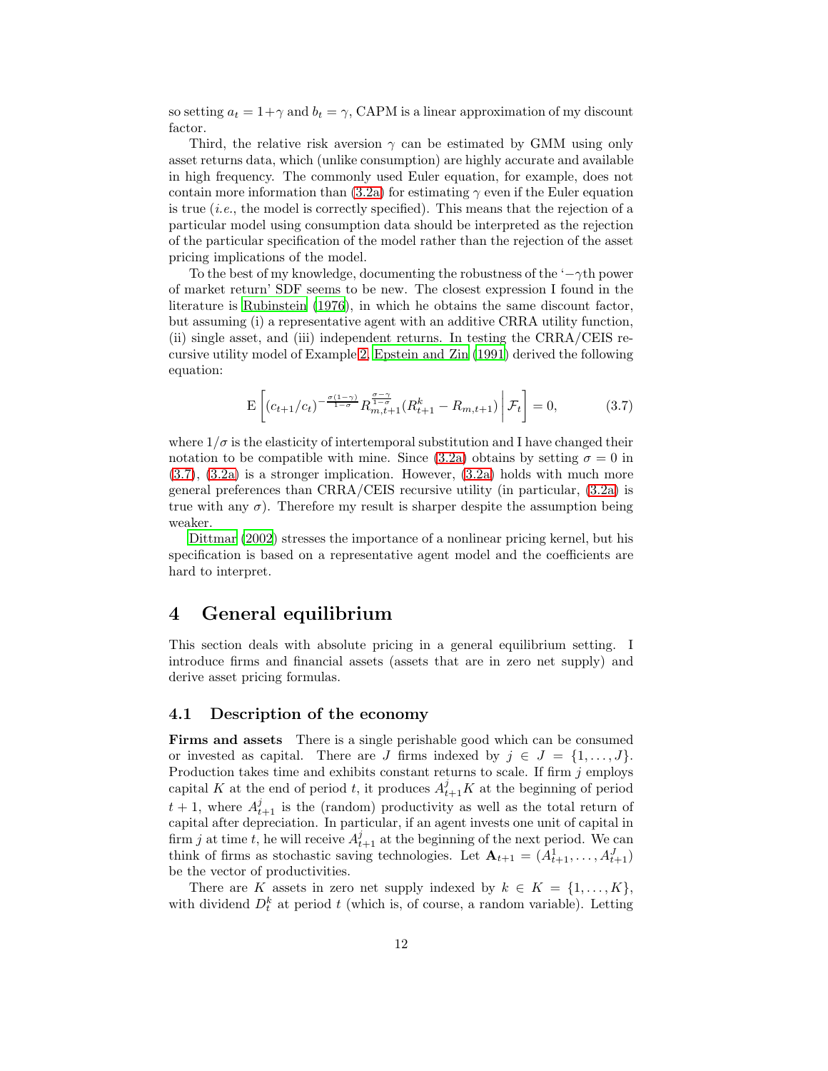so setting $a_t = 1+\gamma$ and $b_t = \gamma$, CAPM is a linear approximation of my discount factor.

Third, the relative risk aversion $\gamma$ can be estimated by GMM using only asset returns data, which (unlike consumption) are highly accurate and available in high frequency. The commonly used Euler equation, for example, does not contain more information than (3.2a) for estimating $\gamma$ even if the Euler equation is true (*i.e.*, the model is correctly specified). This means that the rejection of a particular model using consumption data should be interpreted as the rejection of the particular specification of the model rather than the rejection of the asset pricing implications of the model.

To the best of my knowledge, documenting the robustness of the '$-\gamma$th power of market return' SDF seems to be new. The closest expression I found in the literature is Rubinstein (1976), in which he obtains the same discount factor, but assuming (i) a representative agent with an additive CRRA utility function, (ii) single asset, and (iii) independent returns. In testing the CRRA/CEIS recursive utility model of Example 2, Epstein and Zin (1991) derived the following equation:

$$\mathrm{E}\left[ (c_{t+1}/c_t)^{-\frac{\sigma(1-\gamma)}{1-\sigma}} R_{m,t+1}^{\frac{\sigma-\gamma}{1-\sigma}} (R_{t+1}^k - R_{m,t+1}) \,\middle|\, \mathcal{F}_t \right] = 0, \tag{3.7}$$

where $1/\sigma$ is the elasticity of intertemporal substitution and I have changed their notation to be compatible with mine. Since (3.2a) obtains by setting $\sigma = 0$ in (3.7), (3.2a) is a stronger implication. However, (3.2a) holds with much more general preferences than CRRA/CEIS recursive utility (in particular, (3.2a) is true with any $\sigma$). Therefore my result is sharper despite the assumption being weaker.

Dittmar (2002) stresses the importance of a nonlinear pricing kernel, but his specification is based on a representative agent model and the coefficients are hard to interpret.

# 4 General equilibrium

This section deals with absolute pricing in a general equilibrium setting. I introduce firms and financial assets (assets that are in zero net supply) and derive asset pricing formulas.

## 4.1 Description of the economy

**Firms and assets** There is a single perishable good which can be consumed or invested as capital. There are $J$ firms indexed by $j \in J = \{1, \dots, J\}$. Production takes time and exhibits constant returns to scale. If firm $j$ employs capital $K$ at the end of period $t$, it produces $A_{t+1}^j K$ at the beginning of period $t+1$, where $A_{t+1}^j$ is the (random) productivity as well as the total return of capital after depreciation. In particular, if an agent invests one unit of capital in firm $j$ at time $t$, he will receive $A_{t+1}^j$ at the beginning of the next period. We can think of firms as stochastic saving technologies. Let $\mathbf{A}_{t+1} = (A_{t+1}^1, \dots, A_{t+1}^J)$ be the vector of productivities.

There are $K$ assets in zero net supply indexed by $k \in K = \{1, \dots, K\}$, with dividend $D_t^k$ at period $t$ (which is, of course, a random variable). Letting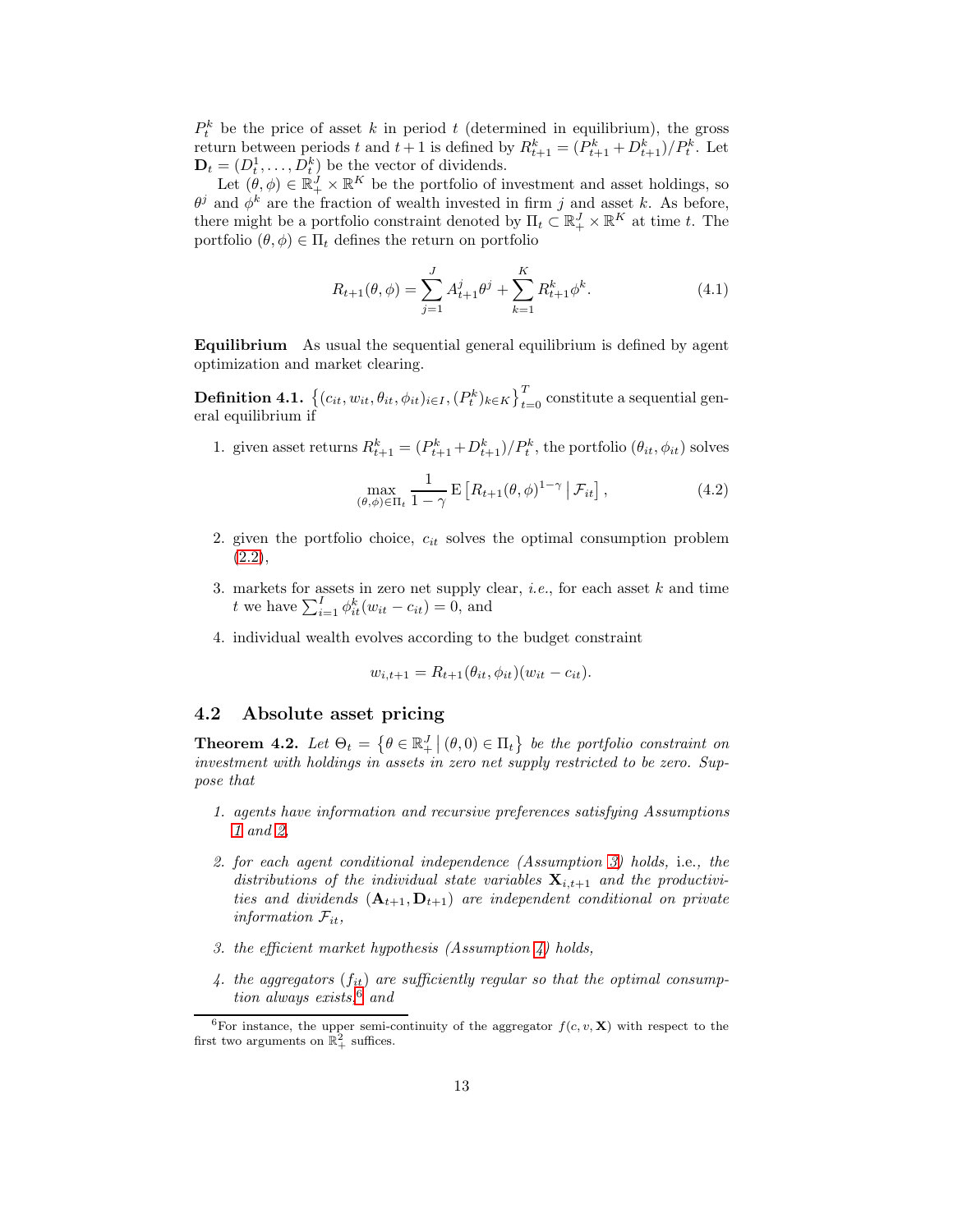$P_t^k$ be the price of asset $k$ in period $t$ (determined in equilibrium), the gross return between periods $t$ and $t+1$ is defined by $R_{t+1}^k = (P_{t+1}^k + D_{t+1}^k)/P_t^k$. Let $\mathbf{D}_t = (D_t^1, \dots, D_t^K)$ be the vector of dividends.

Let $(\theta, \phi) \in \mathbb{R}_+^J \times \mathbb{R}^K$ be the portfolio of investment and asset holdings, so $\theta^j$ and $\phi^k$ are the fraction of wealth invested in firm $j$ and asset $k$. As before, there might be a portfolio constraint denoted by $\Pi_t \subset \mathbb{R}_+^J \times \mathbb{R}^K$ at time $t$. The portfolio $(\theta, \phi) \in \Pi_t$ defines the return on portfolio

$$R_{t+1}(\theta, \phi) = \sum_{j=1}^{J} A_{t+1}^j \theta^j + \sum_{k=1}^{K} R_{t+1}^k \phi^k. \tag{4.1}$$

**Equilibrium** As usual the sequential general equilibrium is defined by agent optimization and market clearing.

**Definition 4.1.** $\left\{(c_{it}, w_{it}, \theta_{it}, \phi_{it})_{i \in I}, (P_t^k)_{k \in K}\right\}_{t=0}^T$ constitute a sequential general equilibrium if

1. given asset returns $R_{t+1}^k = (P_{t+1}^k + D_{t+1}^k)/P_t^k$, the portfolio $(\theta_{it}, \phi_{it})$ solves

$$\max_{(\theta,\phi) \in \Pi_t} \frac{1}{1-\gamma} \mathrm{E}\left[R_{t+1}(\theta, \phi)^{1-\gamma} \,\middle|\, \mathcal{F}_{it}\right], \tag{4.2}$$

2. given the portfolio choice, $c_{it}$ solves the optimal consumption problem (2.2),

3. markets for assets in zero net supply clear, *i.e.*, for each asset $k$ and time $t$ we have $\sum_{i=1}^I \phi_{it}^k (w_{it} - c_{it}) = 0$, and

4. individual wealth evolves according to the budget constraint

$$w_{i,t+1} = R_{t+1}(\theta_{it}, \phi_{it})(w_{it} - c_{it}).$$

## 4.2 Absolute asset pricing

**Theorem 4.2.** *Let $\Theta_t = \left\{\theta \in \mathbb{R}_+^J \,\middle|\, (\theta, 0) \in \Pi_t\right\}$ be the portfolio constraint on investment with holdings in assets in zero net supply restricted to be zero. Suppose that*

1. *agents have information and recursive preferences satisfying Assumptions 1 and 2,*

2. *for each agent conditional independence (Assumption 3) holds,* i.e., *the distributions of the individual state variables $\mathbf{X}_{i,t+1}$ and the productivities and dividends $(\mathbf{A}_{t+1}, \mathbf{D}_{t+1})$ are independent conditional on private information $\mathcal{F}_{it}$,*

3. *the efficient market hypothesis (Assumption 4) holds,*

4. *the aggregators $(f_{it})$ are sufficiently regular so that the optimal consumption always exists,*[6] *and*

[6] For instance, the upper semi-continuity of the aggregator $f(c, v, \mathbf{X})$ with respect to the first two arguments on $\mathbb{R}_+^2$ suffices.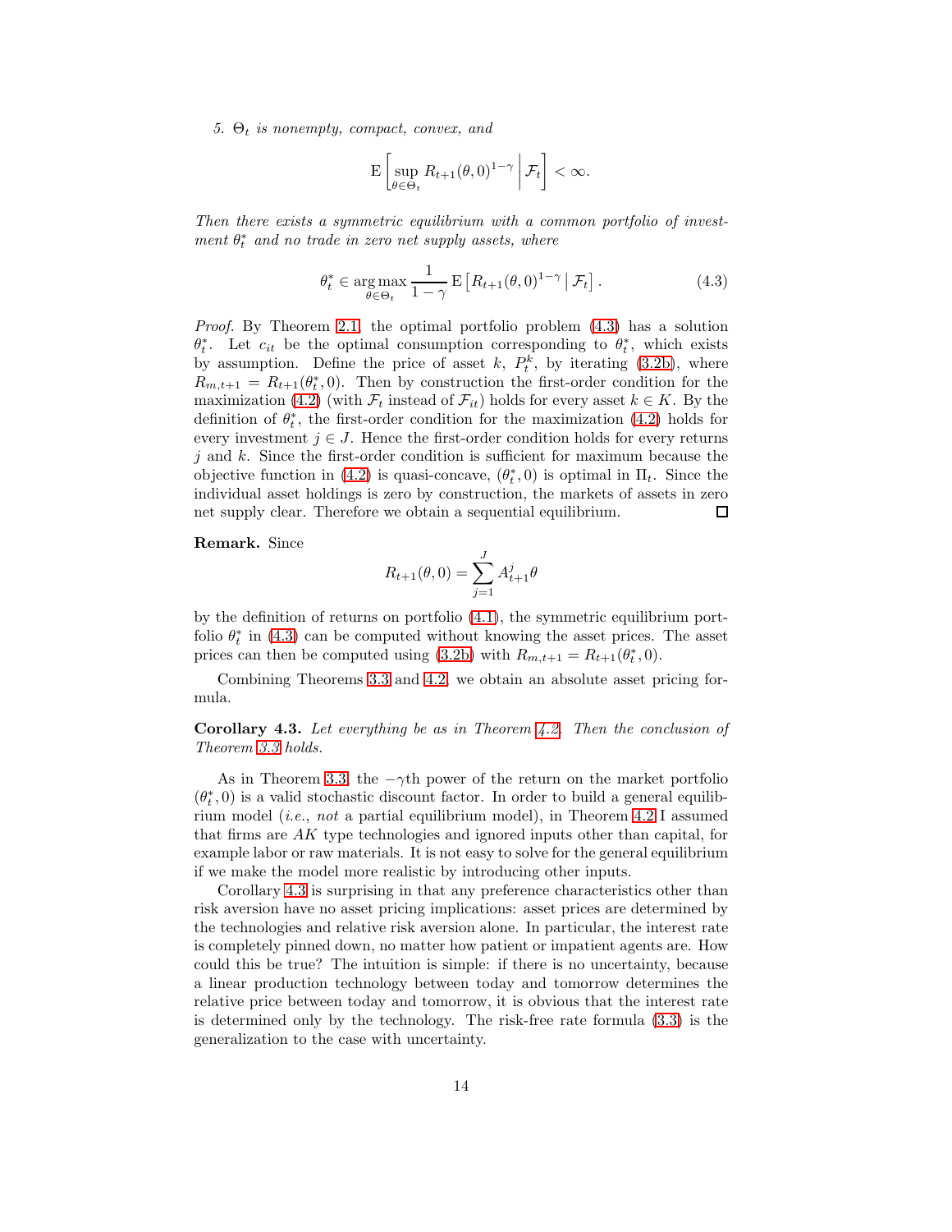5. $\Theta_t$ *is nonempty, compact, convex, and*

$$\mathrm{E}\left[\sup_{\theta\in\Theta_t} R_{t+1}(\theta,0)^{1-\gamma}\,\middle|\,\mathcal{F}_t\right]<\infty.$$

*Then there exists a symmetric equilibrium with a common portfolio of investment* $\theta_t^*$ *and no trade in zero net supply assets, where*

$$\theta_t^*\in\underset{\theta\in\Theta_t}{\arg\max}\,\frac{1}{1-\gamma}\,\mathrm{E}\left[R_{t+1}(\theta,0)^{1-\gamma}\,\middle|\,\mathcal{F}_t\right]. \tag{4.3}$$

*Proof.* By Theorem 2.1, the optimal portfolio problem (4.3) has a solution $\theta_t^*$. Let $c_{it}$ be the optimal consumption corresponding to $\theta_t^*$, which exists by assumption. Define the price of asset $k$, $P_t^k$, by iterating (3.2b), where $R_{m,t+1}=R_{t+1}(\theta_t^*,0)$. Then by construction the first-order condition for the maximization (4.2) (with $\mathcal{F}_t$ instead of $\mathcal{F}_{it}$) holds for every asset $k\in K$. By the definition of $\theta_t^*$, the first-order condition for the maximization (4.2) holds for every investment $j\in J$. Hence the first-order condition holds for every returns $j$ and $k$. Since the first-order condition is sufficient for maximum because the objective function in (4.2) is quasi-concave, $(\theta_t^*,0)$ is optimal in $\Pi_t$. Since the individual asset holdings is zero by construction, the markets of assets in zero net supply clear. Therefore we obtain a sequential equilibrium. ∎

**Remark.** Since

$$R_{t+1}(\theta,0)=\sum_{j=1}^{J}A_{t+1}^{j}\theta$$

by the definition of returns on portfolio (4.1), the symmetric equilibrium portfolio $\theta_t^*$ in (4.3) can be computed without knowing the asset prices. The asset prices can then be computed using (3.2b) with $R_{m,t+1}=R_{t+1}(\theta_t^*,0)$.

Combining Theorems 3.3 and 4.2, we obtain an absolute asset pricing formula.

**Corollary 4.3.** *Let everything be as in Theorem 4.2. Then the conclusion of Theorem 3.3 holds.*

As in Theorem 3.3, the $-\gamma$th power of the return on the market portfolio $(\theta_t^*,0)$ is a valid stochastic discount factor. In order to build a general equilibrium model (*i.e.*, *not* a partial equilibrium model), in Theorem 4.2 I assumed that firms are $AK$ type technologies and ignored inputs other than capital, for example labor or raw materials. It is not easy to solve for the general equilibrium if we make the model more realistic by introducing other inputs.

Corollary 4.3 is surprising in that any preference characteristics other than risk aversion have no asset pricing implications: asset prices are determined by the technologies and relative risk aversion alone. In particular, the interest rate is completely pinned down, no matter how patient or impatient agents are. How could this be true? The intuition is simple: if there is no uncertainty, because a linear production technology between today and tomorrow determines the relative price between today and tomorrow, it is obvious that the interest rate is determined only by the technology. The risk-free rate formula (3.3) is the generalization to the case with uncertainty.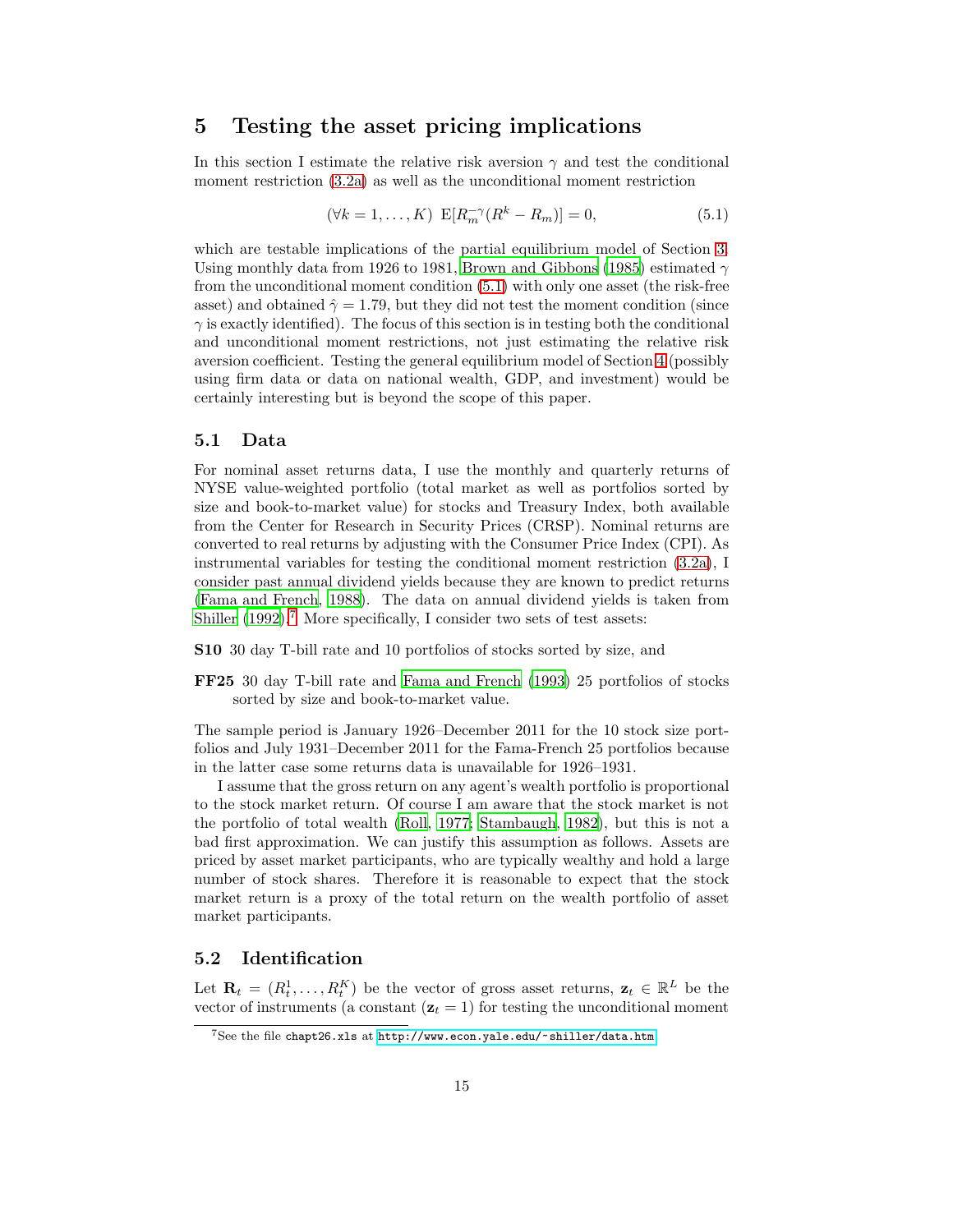# 5 Testing the asset pricing implications

In this section I estimate the relative risk aversion $\gamma$ and test the conditional moment restriction (3.2a) as well as the unconditional moment restriction

$$(\forall k = 1, \dots, K) \ \mathrm{E}[R_m^{-\gamma}(R^k - R_m)] = 0, \tag{5.1}$$

which are testable implications of the partial equilibrium model of Section 3. Using monthly data from 1926 to 1981, Brown and Gibbons (1985) estimated $\gamma$ from the unconditional moment condition (5.1) with only one asset (the risk-free asset) and obtained $\hat{\gamma} = 1.79$, but they did not test the moment condition (since $\gamma$ is exactly identified). The focus of this section is in testing both the conditional and unconditional moment restrictions, not just estimating the relative risk aversion coefficient. Testing the general equilibrium model of Section 4 (possibly using firm data or data on national wealth, GDP, and investment) would be certainly interesting but is beyond the scope of this paper.

## 5.1 Data

For nominal asset returns data, I use the monthly and quarterly returns of NYSE value-weighted portfolio (total market as well as portfolios sorted by size and book-to-market value) for stocks and Treasury Index, both available from the Center for Research in Security Prices (CRSP). Nominal returns are converted to real returns by adjusting with the Consumer Price Index (CPI). As instrumental variables for testing the conditional moment restriction (3.2a), I consider past annual dividend yields because they are known to predict returns (Fama and French, 1988). The data on annual dividend yields is taken from Shiller (1992).[7] More specifically, I consider two sets of test assets:

**S10** 30 day T-bill rate and 10 portfolios of stocks sorted by size, and

**FF25** 30 day T-bill rate and Fama and French (1993) 25 portfolios of stocks sorted by size and book-to-market value.

The sample period is January 1926–December 2011 for the 10 stock size portfolios and July 1931–December 2011 for the Fama-French 25 portfolios because in the latter case some returns data is unavailable for 1926–1931.

I assume that the gross return on any agent's wealth portfolio is proportional to the stock market return. Of course I am aware that the stock market is not the portfolio of total wealth (Roll, 1977; Stambaugh, 1982), but this is not a bad first approximation. We can justify this assumption as follows. Assets are priced by asset market participants, who are typically wealthy and hold a large number of stock shares. Therefore it is reasonable to expect that the stock market return is a proxy of the total return on the wealth portfolio of asset market participants.

## 5.2 Identification

Let $\mathbf{R}_t = (R_t^1, \dots, R_t^K)$ be the vector of gross asset returns, $\mathbf{z}_t \in \mathbb{R}^L$ be the vector of instruments (a constant ($\mathbf{z}_t = 1$) for testing the unconditional moment

[7] See the file chapt26.xls at http://www.econ.yale.edu/~shiller/data.htm.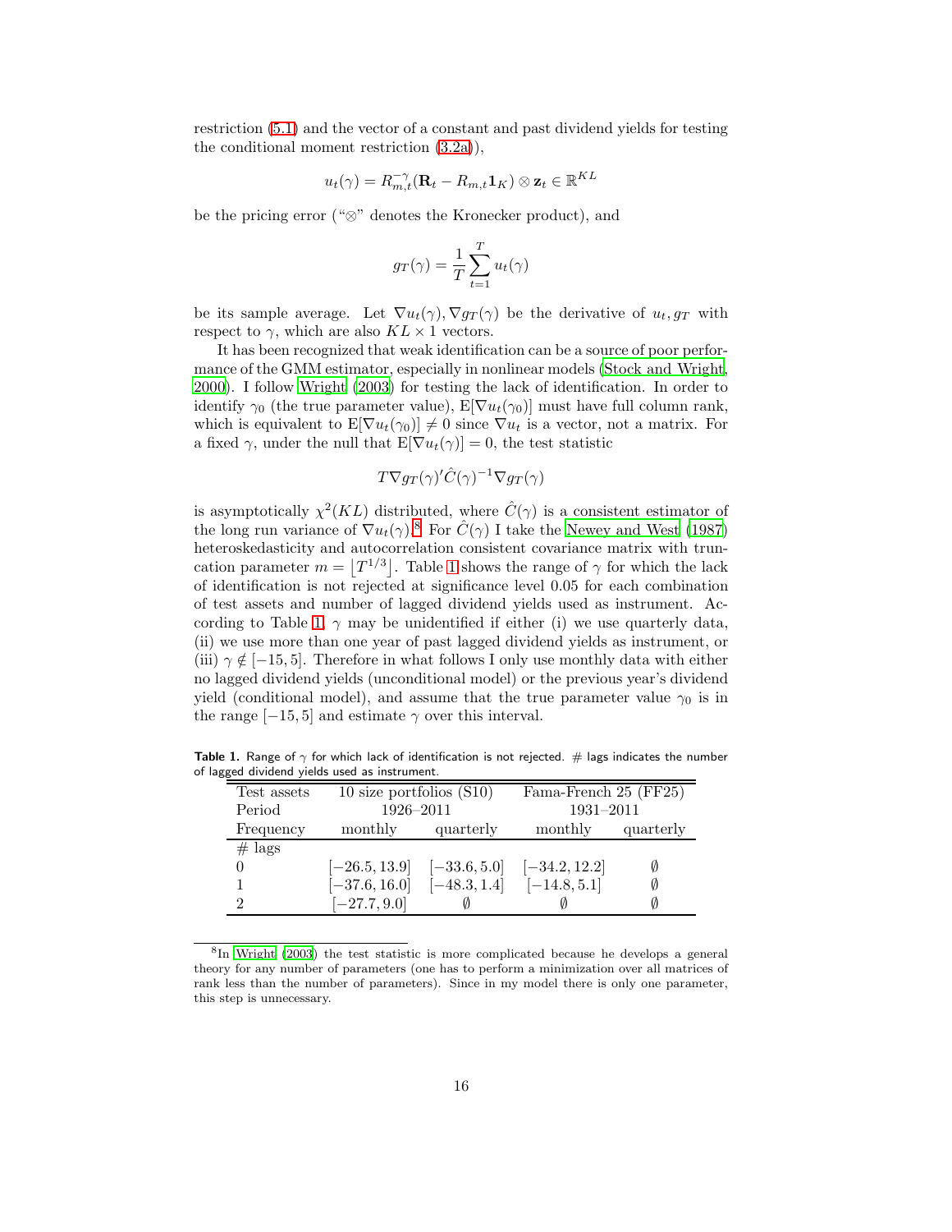restriction (5.1) and the vector of a constant and past dividend yields for testing the conditional moment restriction (3.2a)),

$$u_t(\gamma) = R_{m,t}^{-\gamma}(\mathbf{R}_t - R_{m,t}\mathbf{1}_K) \otimes \mathbf{z}_t \in \mathbb{R}^{KL}$$

be the pricing error ("$\otimes$" denotes the Kronecker product), and

$$g_T(\gamma) = \frac{1}{T}\sum_{t=1}^{T} u_t(\gamma)$$

be its sample average. Let $\nabla u_t(\gamma), \nabla g_T(\gamma)$ be the derivative of $u_t, g_T$ with respect to $\gamma$, which are also $KL \times 1$ vectors.

It has been recognized that weak identification can be a source of poor performance of the GMM estimator, especially in nonlinear models (Stock and Wright, 2000). I follow Wright (2003) for testing the lack of identification. In order to identify $\gamma_0$ (the true parameter value), $\mathrm{E}[\nabla u_t(\gamma_0)]$ must have full column rank, which is equivalent to $\mathrm{E}[\nabla u_t(\gamma_0)] \neq 0$ since $\nabla u_t$ is a vector, not a matrix. For a fixed $\gamma$, under the null that $\mathrm{E}[\nabla u_t(\gamma)] = 0$, the test statistic

$$T\nabla g_T(\gamma)' \hat{C}(\gamma)^{-1} \nabla g_T(\gamma)$$

is asymptotically $\chi^2(KL)$ distributed, where $\hat{C}(\gamma)$ is a consistent estimator of the long run variance of $\nabla u_t(\gamma)$.[8] For $\hat{C}(\gamma)$ I take the Newey and West (1987) heteroskedasticity and autocorrelation consistent covariance matrix with truncation parameter $m = \lfloor T^{1/3} \rfloor$. Table 1 shows the range of $\gamma$ for which the lack of identification is not rejected at significance level 0.05 for each combination of test assets and number of lagged dividend yields used as instrument. According to Table 1, $\gamma$ may be unidentified if either (i) we use quarterly data, (ii) we use more than one year of past lagged dividend yields as instrument, or (iii) $\gamma \notin [-15, 5]$. Therefore in what follows I only use monthly data with either no lagged dividend yields (unconditional model) or the previous year's dividend yield (conditional model), and assume that the true parameter value $\gamma_0$ is in the range $[-15, 5]$ and estimate $\gamma$ over this interval.

**Table 1.** Range of $\gamma$ for which lack of identification is not rejected. # lags indicates the number of lagged dividend yields used as instrument.

| Test assets | 10 size portfolios (S10) | | Fama-French 25 (FF25) | |
|---|---|---|---|---|
| Period | 1926–2011 | | 1931–2011 | |
| Frequency | monthly | quarterly | monthly | quarterly |
| # lags | | | | |
| 0 | $[-26.5, 13.9]$ | $[-33.6, 5.0]$ | $[-34.2, 12.2]$ | $\emptyset$ |
| 1 | $[-37.6, 16.0]$ | $[-48.3, 1.4]$ | $[-14.8, 5.1]$ | $\emptyset$ |
| 2 | $[-27.7, 9.0]$ | $\emptyset$ | $\emptyset$ | $\emptyset$ |

[8] In Wright (2003) the test statistic is more complicated because he develops a general theory for any number of parameters (one has to perform a minimization over all matrices of rank less than the number of parameters). Since in my model there is only one parameter, this step is unnecessary.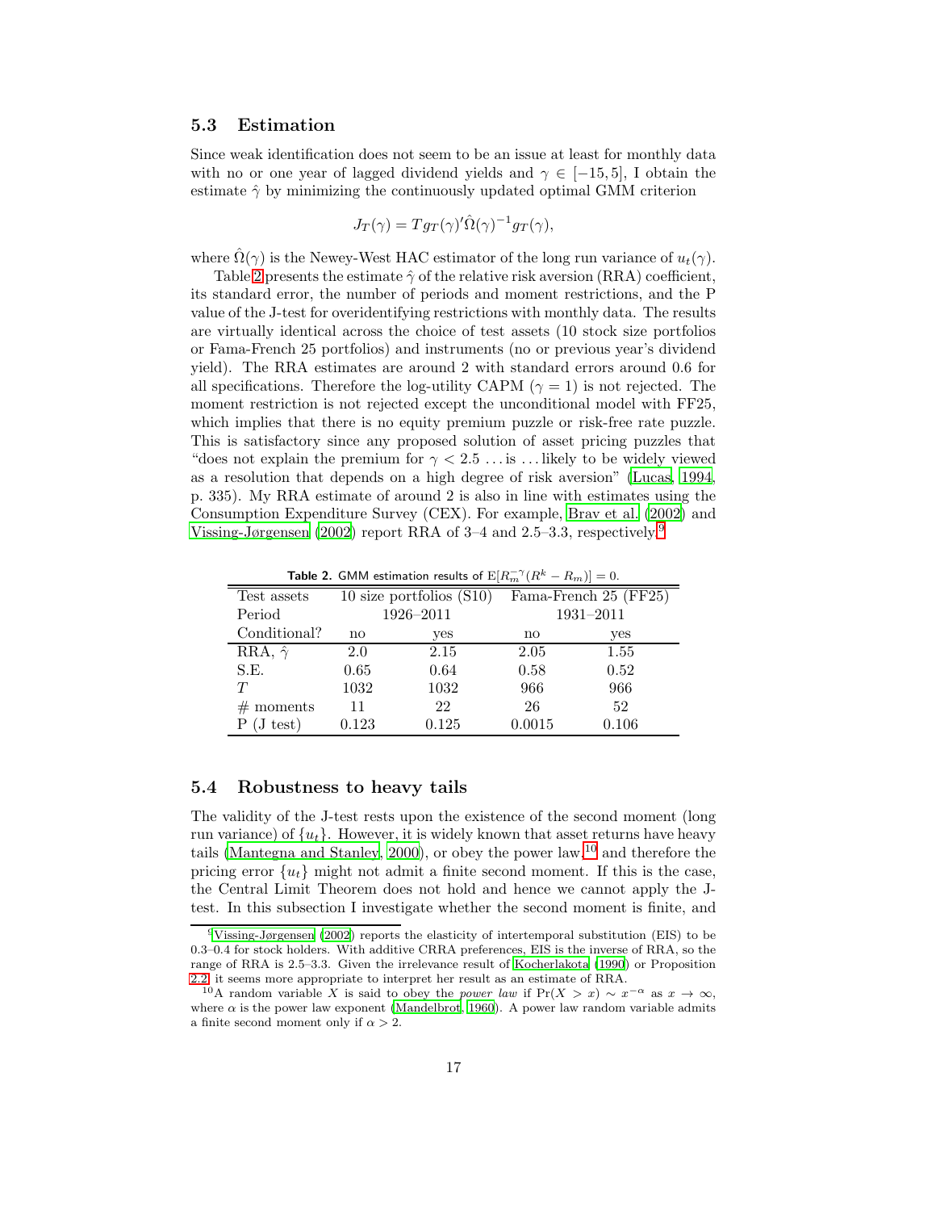### 5.3 Estimation

Since weak identification does not seem to be an issue at least for monthly data with no or one year of lagged dividend yields and $\gamma \in [-15, 5]$, I obtain the estimate $\hat{\gamma}$ by minimizing the continuously updated optimal GMM criterion

$$J_T(\gamma) = T g_T(\gamma)' \hat{\Omega}(\gamma)^{-1} g_T(\gamma),$$

where $\hat{\Omega}(\gamma)$ is the Newey-West HAC estimator of the long run variance of $u_t(\gamma)$.

Table 2 presents the estimate $\hat{\gamma}$ of the relative risk aversion (RRA) coefficient, its standard error, the number of periods and moment restrictions, and the P value of the J-test for overidentifying restrictions with monthly data. The results are virtually identical across the choice of test assets (10 stock size portfolios or Fama-French 25 portfolios) and instruments (no or previous year's dividend yield). The RRA estimates are around 2 with standard errors around 0.6 for all specifications. Therefore the log-utility CAPM ($\gamma = 1$) is not rejected. The moment restriction is not rejected except the unconditional model with FF25, which implies that there is no equity premium puzzle or risk-free rate puzzle. This is satisfactory since any proposed solution of asset pricing puzzles that "does not explain the premium for $\gamma < 2.5$ ... is ... likely to be widely viewed as a resolution that depends on a high degree of risk aversion" (Lucas, 1994, p. 335). My RRA estimate of around 2 is also in line with estimates using the Consumption Expenditure Survey (CEX). For example, Brav et al. (2002) and Vissing-Jørgensen (2002) report RRA of 3–4 and 2.5–3.3, respectively.[9]

**Table 2.** GMM estimation results of $\mathrm{E}[R_m^{-\gamma}(R^k - R_m)] = 0$.

| Test assets | 10 size portfolios (S10) | | Fama-French 25 (FF25) | |
|---|---|---|---|---|
| Period | 1926–2011 | | 1931–2011 | |
| Conditional? | no | yes | no | yes |
| RRA, $\hat{\gamma}$ | 2.0 | 2.15 | 2.05 | 1.55 |
| S.E. | 0.65 | 0.64 | 0.58 | 0.52 |
| $T$ | 1032 | 1032 | 966 | 966 |
| # moments | 11 | 22 | 26 | 52 |
| P (J test) | 0.123 | 0.125 | 0.0015 | 0.106 |

### 5.4 Robustness to heavy tails

The validity of the J-test rests upon the existence of the second moment (long run variance) of $\{u_t\}$. However, it is widely known that asset returns have heavy tails (Mantegna and Stanley, 2000), or obey the power law,[10] and therefore the pricing error $\{u_t\}$ might not admit a finite second moment. If this is the case, the Central Limit Theorem does not hold and hence we cannot apply the J-test. In this subsection I investigate whether the second moment is finite, and

[9] Vissing-Jørgensen (2002) reports the elasticity of intertemporal substitution (EIS) to be 0.3–0.4 for stock holders. With additive CRRA preferences, EIS is the inverse of RRA, so the range of RRA is 2.5–3.3. Given the irrelevance result of Kocherlakota (1990) or Proposition 2.2, it seems more appropriate to interpret her result as an estimate of RRA.

[10] A random variable $X$ is said to obey the *power law* if $\Pr(X > x) \sim x^{-\alpha}$ as $x \to \infty$, where $\alpha$ is the power law exponent (Mandelbrot, 1960). A power law random variable admits a finite second moment only if $\alpha > 2$.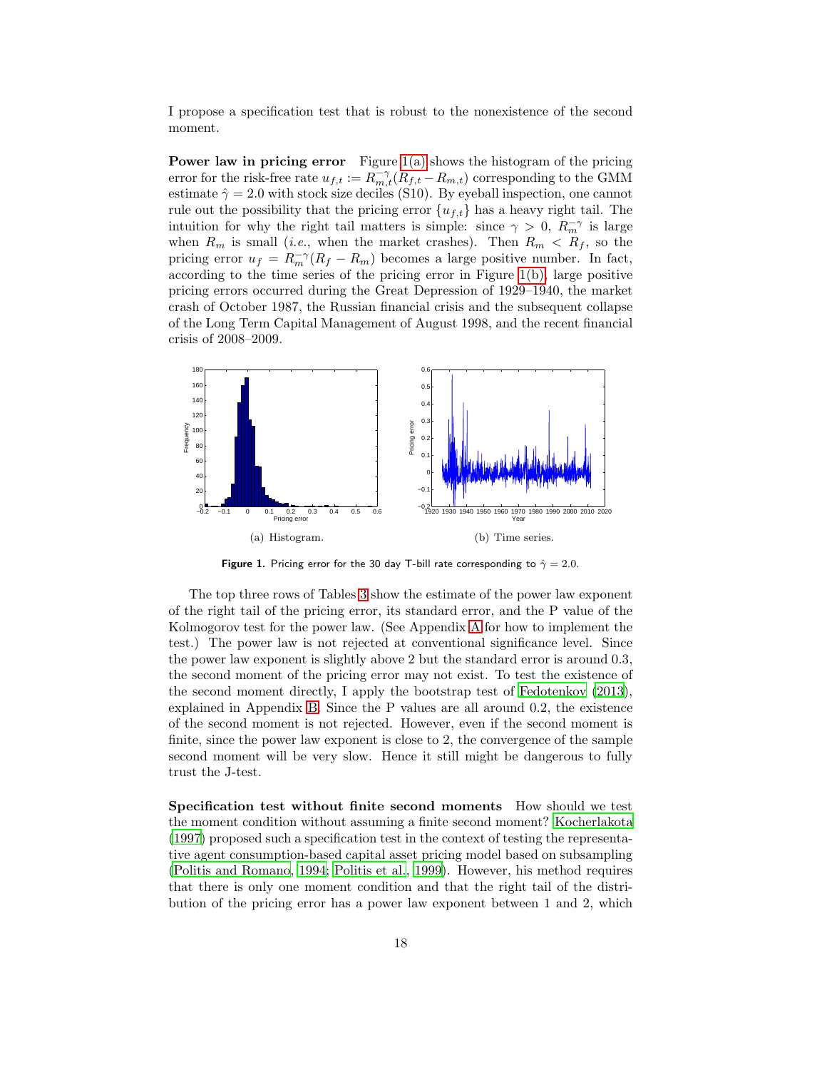I propose a specification test that is robust to the nonexistence of the second moment.

**Power law in pricing error** Figure 1(a) shows the histogram of the pricing error for the risk-free rate $u_{f,t} := R_{m,t}^{-\gamma}(R_{f,t} - R_{m,t})$ corresponding to the GMM estimate $\hat{\gamma} = 2.0$ with stock size deciles (S10). By eyeball inspection, one cannot rule out the possibility that the pricing error $\{u_{f,t}\}$ has a heavy right tail. The intuition for why the right tail matters is simple: since $\gamma > 0$, $R_m^{-\gamma}$ is large when $R_m$ is small (*i.e.*, when the market crashes). Then $R_m < R_f$, so the pricing error $u_f = R_m^{-\gamma}(R_f - R_m)$ becomes a large positive number. In fact, according to the time series of the pricing error in Figure 1(b), large positive pricing errors occurred during the Great Depression of 1929–1940, the market crash of October 1987, the Russian financial crisis and the subsequent collapse of the Long Term Capital Management of August 1998, and the recent financial crisis of 2008–2009.

(a) Histogram.

(b) Time series.

**Figure 1.** Pricing error for the 30 day T-bill rate corresponding to $\hat{\gamma} = 2.0$.

The top three rows of Tables 3 show the estimate of the power law exponent of the right tail of the pricing error, its standard error, and the P value of the Kolmogorov test for the power law. (See Appendix A for how to implement the test.) The power law is not rejected at conventional significance level. Since the power law exponent is slightly above 2 but the standard error is around 0.3, the second moment of the pricing error may not exist. To test the existence of the second moment directly, I apply the bootstrap test of Fedotenkov (2013), explained in Appendix B. Since the P values are all around 0.2, the existence of the second moment is not rejected. However, even if the second moment is finite, since the power law exponent is close to 2, the convergence of the sample second moment will be very slow. Hence it still might be dangerous to fully trust the J-test.

**Specification test without finite second moments** How should we test the moment condition without assuming a finite second moment? Kocherlakota (1997) proposed such a specification test in the context of testing the representative agent consumption-based capital asset pricing model based on subsampling (Politis and Romano, 1994; Politis et al., 1999). However, his method requires that there is only one moment condition and that the right tail of the distribution of the pricing error has a power law exponent between 1 and 2, which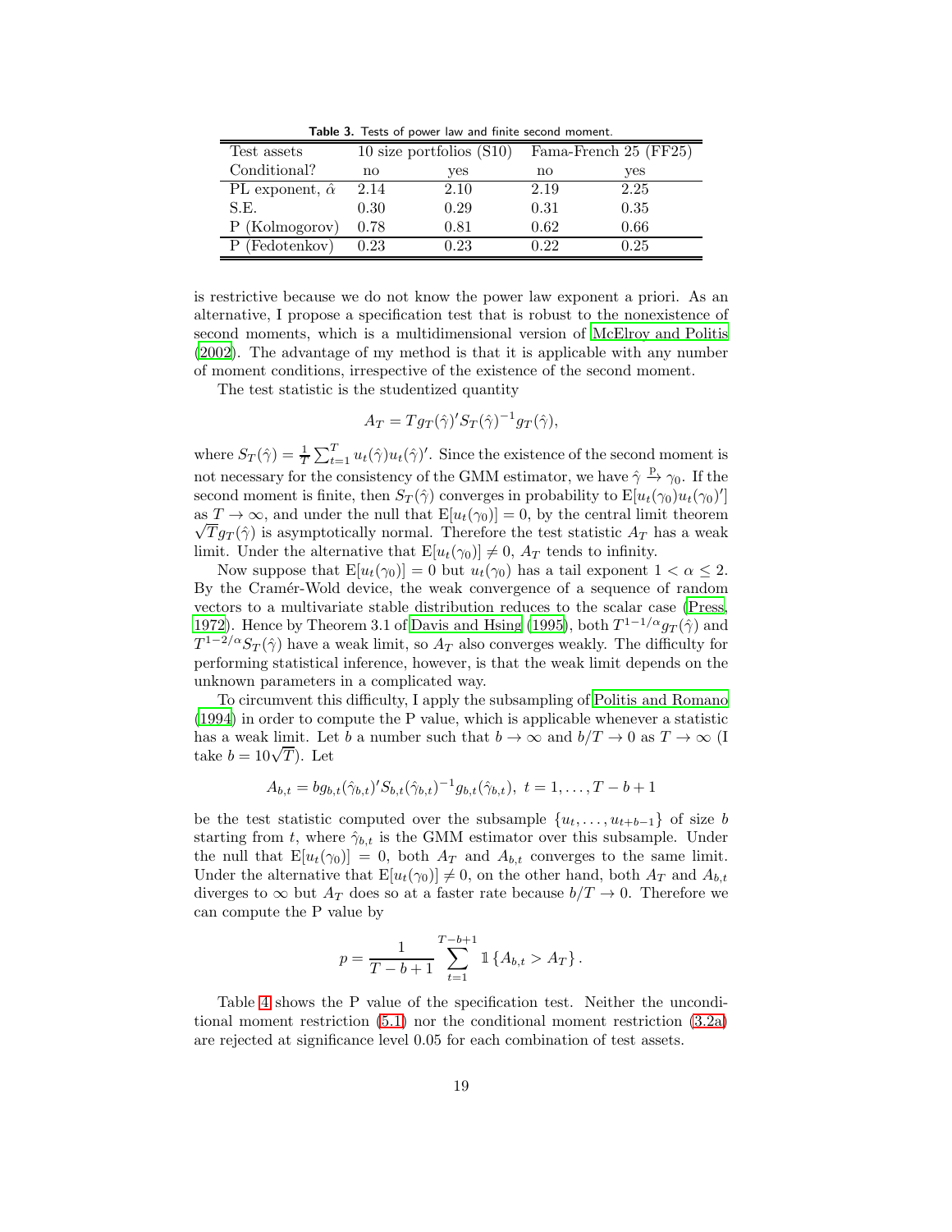**Table 3.** Tests of power law and finite second moment.

| Test assets | 10 size portfolios (S10) | | Fama-French 25 (FF25) | |
|---|---|---|---|---|
| Conditional? | no | yes | no | yes |
| PL exponent, $\hat{\alpha}$ | 2.14 | 2.10 | 2.19 | 2.25 |
| S.E. | 0.30 | 0.29 | 0.31 | 0.35 |
| P (Kolmogorov) | 0.78 | 0.81 | 0.62 | 0.66 |
| P (Fedotenkov) | 0.23 | 0.23 | 0.22 | 0.25 |

is restrictive because we do not know the power law exponent a priori. As an alternative, I propose a specification test that is robust to the nonexistence of second moments, which is a multidimensional version of McElroy and Politis (2002). The advantage of my method is that it is applicable with any number of moment conditions, irrespective of the existence of the second moment.

The test statistic is the studentized quantity

$$A_T = T g_T(\hat{\gamma})' S_T(\hat{\gamma})^{-1} g_T(\hat{\gamma}),$$

where $S_T(\hat{\gamma}) = \frac{1}{T}\sum_{t=1}^{T} u_t(\hat{\gamma}) u_t(\hat{\gamma})'$. Since the existence of the second moment is not necessary for the consistency of the GMM estimator, we have $\hat{\gamma} \xrightarrow{\text{P}} \gamma_0$. If the second moment is finite, then $S_T(\hat{\gamma})$ converges in probability to $\mathrm{E}[u_t(\gamma_0)u_t(\gamma_0)']$ as $T \to \infty$, and under the null that $\mathrm{E}[u_t(\gamma_0)] = 0$, by the central limit theorem $\sqrt{T} g_T(\hat{\gamma})$ is asymptotically normal. Therefore the test statistic $A_T$ has a weak limit. Under the alternative that $\mathrm{E}[u_t(\gamma_0)] \neq 0$, $A_T$ tends to infinity.

Now suppose that $\mathrm{E}[u_t(\gamma_0)] = 0$ but $u_t(\gamma_0)$ has a tail exponent $1 < \alpha \leq 2$. By the Cramér-Wold device, the weak convergence of a sequence of random vectors to a multivariate stable distribution reduces to the scalar case (Press, 1972). Hence by Theorem 3.1 of Davis and Hsing (1995), both $T^{1-1/\alpha} g_T(\hat{\gamma})$ and $T^{1-2/\alpha} S_T(\hat{\gamma})$ have a weak limit, so $A_T$ also converges weakly. The difficulty for performing statistical inference, however, is that the weak limit depends on the unknown parameters in a complicated way.

To circumvent this difficulty, I apply the subsampling of Politis and Romano (1994) in order to compute the P value, which is applicable whenever a statistic has a weak limit. Let $b$ a number such that $b \to \infty$ and $b/T \to 0$ as $T \to \infty$ (I take $b = 10\sqrt{T}$). Let

$$A_{b,t} = b g_{b,t}(\hat{\gamma}_{b,t})' S_{b,t}(\hat{\gamma}_{b,t})^{-1} g_{b,t}(\hat{\gamma}_{b,t}),\ t = 1, \dots, T - b + 1$$

be the test statistic computed over the subsample $\{u_t, \dots, u_{t+b-1}\}$ of size $b$ starting from $t$, where $\hat{\gamma}_{b,t}$ is the GMM estimator over this subsample. Under the null that $\mathrm{E}[u_t(\gamma_0)] = 0$, both $A_T$ and $A_{b,t}$ converges to the same limit. Under the alternative that $\mathrm{E}[u_t(\gamma_0)] \neq 0$, on the other hand, both $A_T$ and $A_{b,t}$ diverges to $\infty$ but $A_T$ does so at a faster rate because $b/T \to 0$. Therefore we can compute the P value by

$$p = \frac{1}{T - b + 1} \sum_{t=1}^{T-b+1} \mathbb{1}\{A_{b,t} > A_T\}.$$

Table 4 shows the P value of the specification test. Neither the unconditional moment restriction (5.1) nor the conditional moment restriction (3.2a) are rejected at significance level 0.05 for each combination of test assets.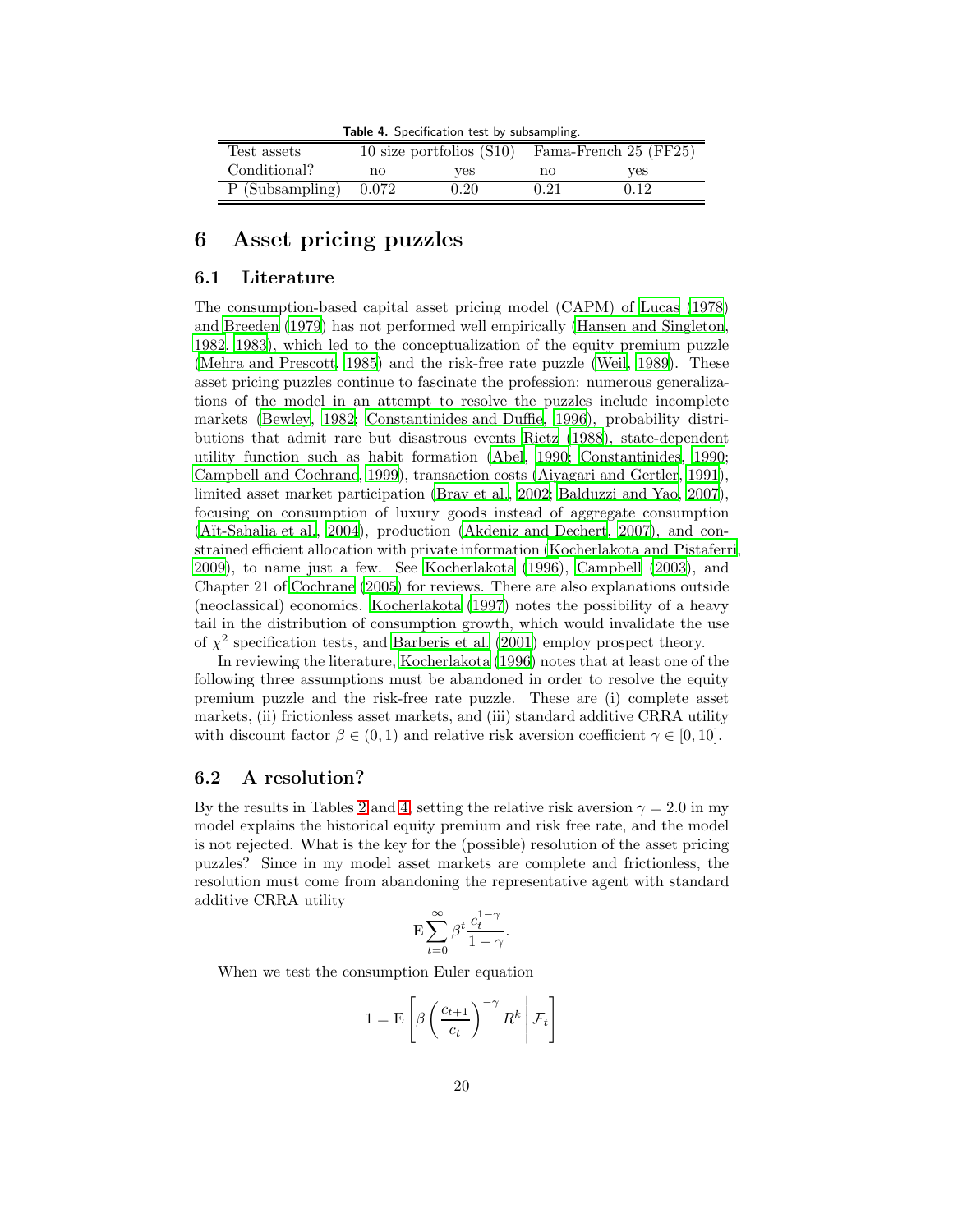**Table 4.** Specification test by subsampling.

| Test assets | 10 size portfolios (S10) | | Fama-French 25 (FF25) | |
|---|---|---|---|---|
| Conditional? | no | yes | no | yes |
| P (Subsampling) | 0.072 | 0.20 | 0.21 | 0.12 |

# 6 Asset pricing puzzles

## 6.1 Literature

The consumption-based capital asset pricing model (CAPM) of Lucas (1978) and Breeden (1979) has not performed well empirically (Hansen and Singleton, 1982, 1983), which led to the conceptualization of the equity premium puzzle (Mehra and Prescott, 1985) and the risk-free rate puzzle (Weil, 1989). These asset pricing puzzles continue to fascinate the profession: numerous generalizations of the model in an attempt to resolve the puzzles include incomplete markets (Bewley, 1982; Constantinides and Duffie, 1996), probability distributions that admit rare but disastrous events Rietz (1988), state-dependent utility function such as habit formation (Abel, 1990; Constantinides, 1990; Campbell and Cochrane, 1999), transaction costs (Aiyagari and Gertler, 1991), limited asset market participation (Brav et al., 2002; Balduzzi and Yao, 2007), focusing on consumption of luxury goods instead of aggregate consumption (Aït-Sahalia et al., 2004), production (Akdeniz and Dechert, 2007), and constrained efficient allocation with private information (Kocherlakota and Pistaferri, 2009), to name just a few. See Kocherlakota (1996), Campbell (2003), and Chapter 21 of Cochrane (2005) for reviews. There are also explanations outside (neoclassical) economics. Kocherlakota (1997) notes the possibility of a heavy tail in the distribution of consumption growth, which would invalidate the use of $\chi^2$ specification tests, and Barberis et al. (2001) employ prospect theory.

In reviewing the literature, Kocherlakota (1996) notes that at least one of the following three assumptions must be abandoned in order to resolve the equity premium puzzle and the risk-free rate puzzle. These are (i) complete asset markets, (ii) frictionless asset markets, and (iii) standard additive CRRA utility with discount factor $\beta \in (0, 1)$ and relative risk aversion coefficient $\gamma \in [0, 10]$.

## 6.2 A resolution?

By the results in Tables 2 and 4, setting the relative risk aversion $\gamma = 2.0$ in my model explains the historical equity premium and risk free rate, and the model is not rejected. What is the key for the (possible) resolution of the asset pricing puzzles? Since in my model asset markets are complete and frictionless, the resolution must come from abandoning the representative agent with standard additive CRRA utility

$$\mathrm{E}\sum_{t=0}^{\infty} \beta^t \frac{c_t^{1-\gamma}}{1-\gamma}.$$

When we test the consumption Euler equation

$$1 = \mathrm{E}\left[\beta \left(\frac{c_{t+1}}{c_t}\right)^{-\gamma} R^k \,\middle|\, \mathcal{F}_t\right]$$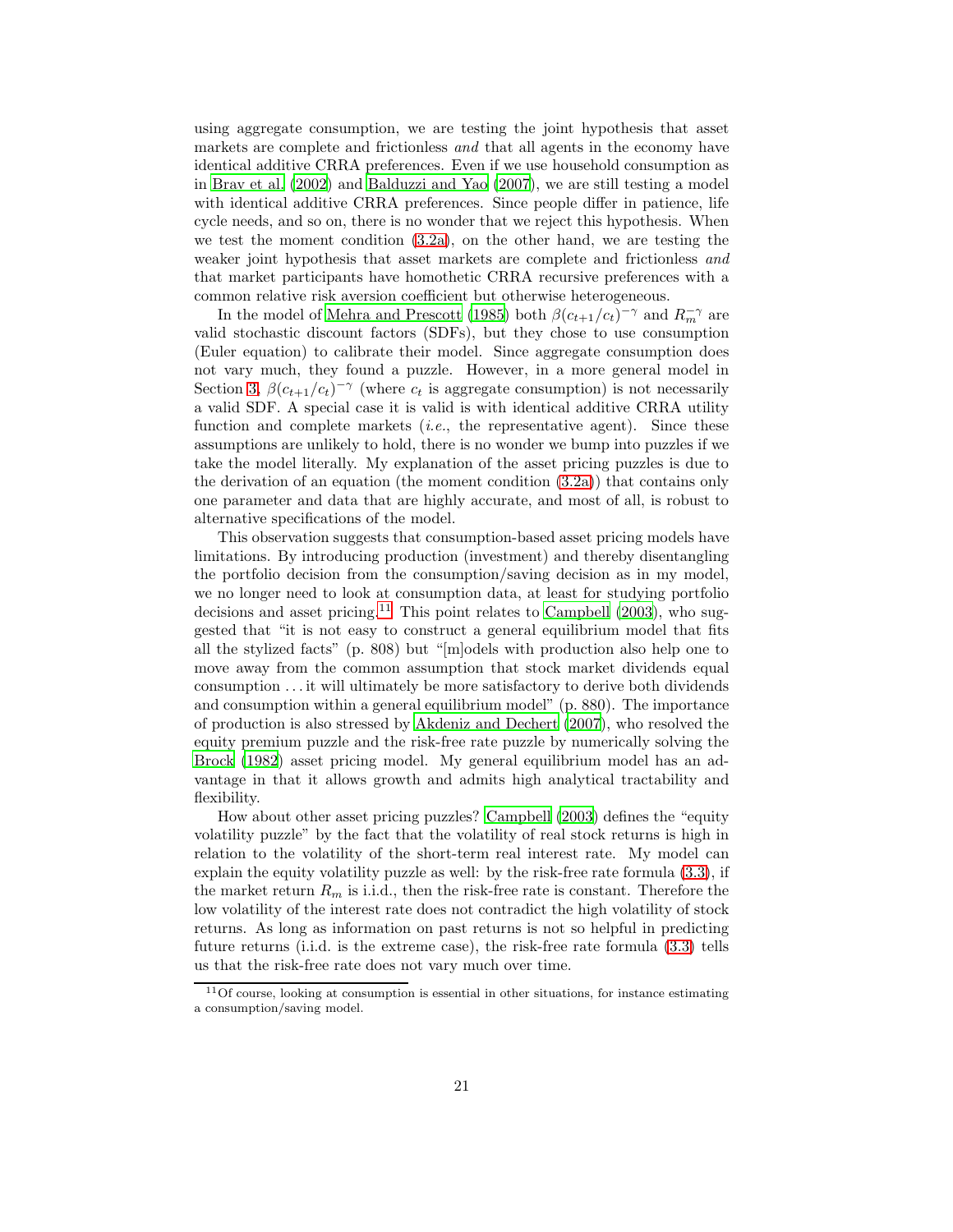using aggregate consumption, we are testing the joint hypothesis that asset markets are complete and frictionless *and* that all agents in the economy have identical additive CRRA preferences. Even if we use household consumption as in Brav et al. (2002) and Balduzzi and Yao (2007), we are still testing a model with identical additive CRRA preferences. Since people differ in patience, life cycle needs, and so on, there is no wonder that we reject this hypothesis. When we test the moment condition (3.2a), on the other hand, we are testing the weaker joint hypothesis that asset markets are complete and frictionless *and* that market participants have homothetic CRRA recursive preferences with a common relative risk aversion coefficient but otherwise heterogeneous.

In the model of Mehra and Prescott (1985) both $\beta(c_{t+1}/c_t)^{-\gamma}$ and $R_m^{-\gamma}$ are valid stochastic discount factors (SDFs), but they chose to use consumption (Euler equation) to calibrate their model. Since aggregate consumption does not vary much, they found a puzzle. However, in a more general model in Section 3, $\beta(c_{t+1}/c_t)^{-\gamma}$ (where $c_t$ is aggregate consumption) is not necessarily a valid SDF. A special case it is valid is with identical additive CRRA utility function and complete markets (*i.e.*, the representative agent). Since these assumptions are unlikely to hold, there is no wonder we bump into puzzles if we take the model literally. My explanation of the asset pricing puzzles is due to the derivation of an equation (the moment condition (3.2a)) that contains only one parameter and data that are highly accurate, and most of all, is robust to alternative specifications of the model.

This observation suggests that consumption-based asset pricing models have limitations. By introducing production (investment) and thereby disentangling the portfolio decision from the consumption/saving decision as in my model, we no longer need to look at consumption data, at least for studying portfolio decisions and asset pricing.[11] This point relates to Campbell (2003), who suggested that "it is not easy to construct a general equilibrium model that fits all the stylized facts" (p. 808) but "[m]odels with production also help one to move away from the common assumption that stock market dividends equal consumption . . . it will ultimately be more satisfactory to derive both dividends and consumption within a general equilibrium model" (p. 880). The importance of production is also stressed by Akdeniz and Dechert (2007), who resolved the equity premium puzzle and the risk-free rate puzzle by numerically solving the Brock (1982) asset pricing model. My general equilibrium model has an advantage in that it allows growth and admits high analytical tractability and flexibility.

How about other asset pricing puzzles? Campbell (2003) defines the "equity volatility puzzle" by the fact that the volatility of real stock returns is high in relation to the volatility of the short-term real interest rate. My model can explain the equity volatility puzzle as well: by the risk-free rate formula (3.3), if the market return $R_m$ is i.i.d., then the risk-free rate is constant. Therefore the low volatility of the interest rate does not contradict the high volatility of stock returns. As long as information on past returns is not so helpful in predicting future returns (i.i.d. is the extreme case), the risk-free rate formula (3.3) tells us that the risk-free rate does not vary much over time.

[11] Of course, looking at consumption is essential in other situations, for instance estimating a consumption/saving model.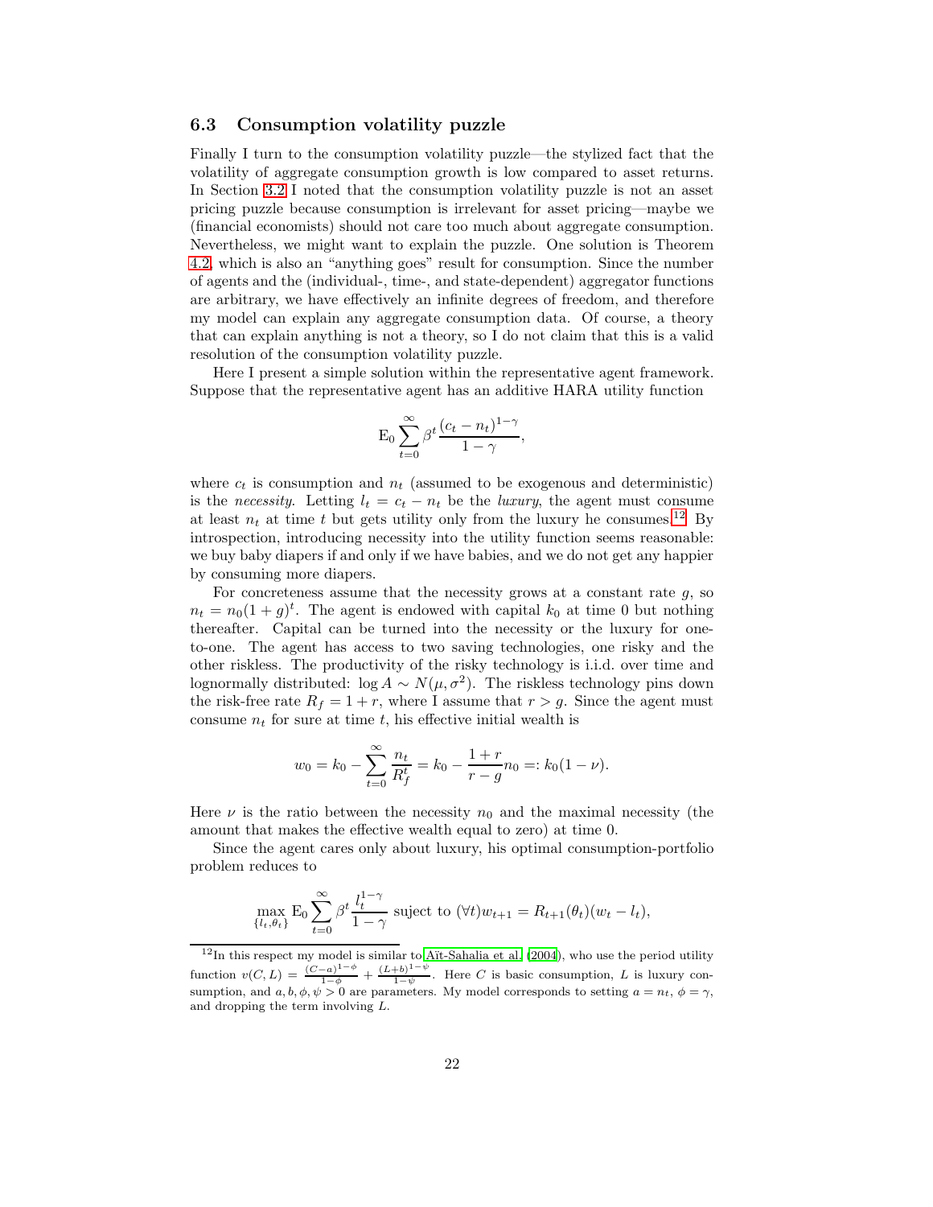### 6.3 Consumption volatility puzzle

Finally I turn to the consumption volatility puzzle—the stylized fact that the volatility of aggregate consumption growth is low compared to asset returns. In Section 3.2 I noted that the consumption volatility puzzle is not an asset pricing puzzle because consumption is irrelevant for asset pricing—maybe we (financial economists) should not care too much about aggregate consumption. Nevertheless, we might want to explain the puzzle. One solution is Theorem 4.2, which is also an "anything goes" result for consumption. Since the number of agents and the (individual-, time-, and state-dependent) aggregator functions are arbitrary, we have effectively an infinite degrees of freedom, and therefore my model can explain any aggregate consumption data. Of course, a theory that can explain anything is not a theory, so I do not claim that this is a valid resolution of the consumption volatility puzzle.

Here I present a simple solution within the representative agent framework. Suppose that the representative agent has an additive HARA utility function

$$\mathrm{E}_0 \sum_{t=0}^{\infty} \beta^t \frac{(c_t - n_t)^{1-\gamma}}{1-\gamma},$$

where $c_t$ is consumption and $n_t$ (assumed to be exogenous and deterministic) is the *necessity*. Letting $l_t = c_t - n_t$ be the *luxury*, the agent must consume at least $n_t$ at time $t$ but gets utility only from the luxury he consumes.[12] By introspection, introducing necessity into the utility function seems reasonable: we buy baby diapers if and only if we have babies, and we do not get any happier by consuming more diapers.

For concreteness assume that the necessity grows at a constant rate $g$, so $n_t = n_0(1+g)^t$. The agent is endowed with capital $k_0$ at time 0 but nothing thereafter. Capital can be turned into the necessity or the luxury for one-to-one. The agent has access to two saving technologies, one risky and the other riskless. The productivity of the risky technology is i.i.d. over time and lognormally distributed: $\log A \sim N(\mu, \sigma^2)$. The riskless technology pins down the risk-free rate $R_f = 1 + r$, where I assume that $r > g$. Since the agent must consume $n_t$ for sure at time $t$, his effective initial wealth is

$$w_0 = k_0 - \sum_{t=0}^{\infty} \frac{n_t}{R_f^t} = k_0 - \frac{1+r}{r-g} n_0 =: k_0(1-\nu).$$

Here $\nu$ is the ratio between the necessity $n_0$ and the maximal necessity (the amount that makes the effective wealth equal to zero) at time 0.

Since the agent cares only about luxury, his optimal consumption-portfolio problem reduces to

$$\max_{\{l_t, \theta_t\}} \mathrm{E}_0 \sum_{t=0}^{\infty} \beta^t \frac{l_t^{1-\gamma}}{1-\gamma} \text{ suject to } (\forall t) w_{t+1} = R_{t+1}(\theta_t)(w_t - l_t),$$

[12] In this respect my model is similar to Aït-Sahalia et al. (2004), who use the period utility function $v(C, L) = \frac{(C-a)^{1-\phi}}{1-\phi} + \frac{(L+b)^{1-\psi}}{1-\psi}$. Here $C$ is basic consumption, $L$ is luxury consumption, and $a, b, \phi, \psi > 0$ are parameters. My model corresponds to setting $a = n_t$, $\phi = \gamma$, and dropping the term involving $L$.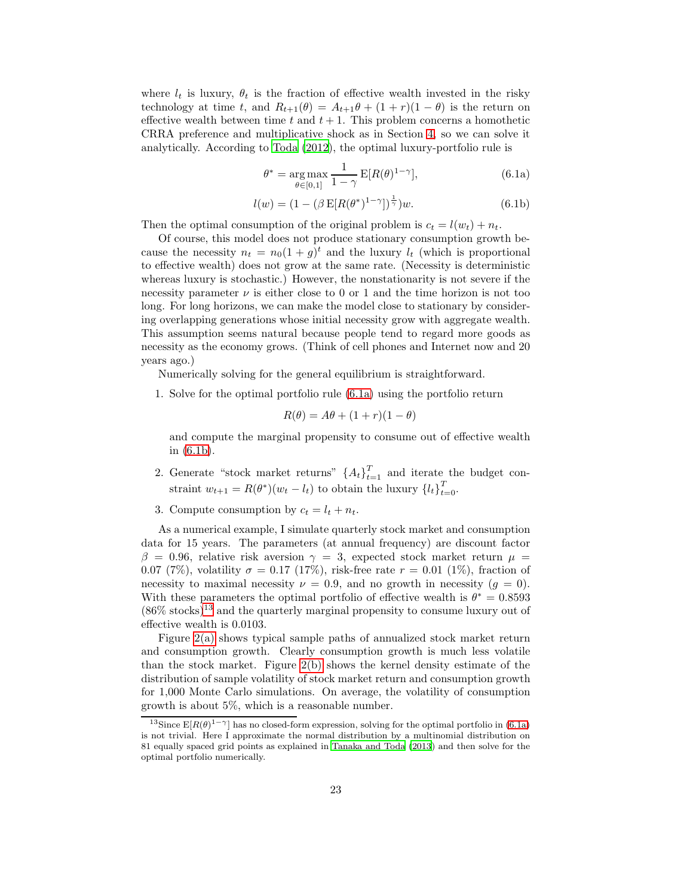where $l_t$ is luxury, $\theta_t$ is the fraction of effective wealth invested in the risky technology at time $t$, and $R_{t+1}(\theta) = A_{t+1}\theta + (1+r)(1-\theta)$ is the return on effective wealth between time $t$ and $t+1$. This problem concerns a homothetic CRRA preference and multiplicative shock as in Section 4, so we can solve it analytically. According to Toda (2012), the optimal luxury-portfolio rule is

$$\theta^* = \arg\max_{\theta \in [0,1]} \frac{1}{1-\gamma} \mathrm{E}[R(\theta)^{1-\gamma}], \tag{6.1a}$$

$$l(w) = (1 - (\beta \mathrm{E}[R(\theta^*)^{1-\gamma}])^{\frac{1}{\gamma}})w. \tag{6.1b}$$

Then the optimal consumption of the original problem is $c_t = l(w_t) + n_t$.

Of course, this model does not produce stationary consumption growth because the necessity $n_t = n_0(1+g)^t$ and the luxury $l_t$ (which is proportional to effective wealth) does not grow at the same rate. (Necessity is deterministic whereas luxury is stochastic.) However, the nonstationarity is not severe if the necessity parameter $\nu$ is either close to 0 or 1 and the time horizon is not too long. For long horizons, we can make the model close to stationary by considering overlapping generations whose initial necessity grow with aggregate wealth. This assumption seems natural because people tend to regard more goods as necessity as the economy grows. (Think of cell phones and Internet now and 20 years ago.)

Numerically solving for the general equilibrium is straightforward.

1. Solve for the optimal portfolio rule (6.1a) using the portfolio return

   $$R(\theta) = A\theta + (1+r)(1-\theta)$$

   and compute the marginal propensity to consume out of effective wealth in (6.1b).

2. Generate "stock market returns" $\{A_t\}_{t=1}^T$ and iterate the budget constraint $w_{t+1} = R(\theta^*)(w_t - l_t)$ to obtain the luxury $\{l_t\}_{t=0}^T$.

3. Compute consumption by $c_t = l_t + n_t$.

As a numerical example, I simulate quarterly stock market and consumption data for 15 years. The parameters (at annual frequency) are discount factor $\beta = 0.96$, relative risk aversion $\gamma = 3$, expected stock market return $\mu = 0.07$ (7%), volatility $\sigma = 0.17$ (17%), risk-free rate $r = 0.01$ (1%), fraction of necessity to maximal necessity $\nu = 0.9$, and no growth in necessity ($g = 0$). With these parameters the optimal portfolio of effective wealth is $\theta^* = 0.8593$ (86% stocks)[13] and the quarterly marginal propensity to consume luxury out of effective wealth is 0.0103.

Figure 2(a) shows typical sample paths of annualized stock market return and consumption growth. Clearly consumption growth is much less volatile than the stock market. Figure 2(b) shows the kernel density estimate of the distribution of sample volatility of stock market return and consumption growth for 1,000 Monte Carlo simulations. On average, the volatility of consumption growth is about 5%, which is a reasonable number.

[13] Since $\mathrm{E}[R(\theta)^{1-\gamma}]$ has no closed-form expression, solving for the optimal portfolio in (6.1a) is not trivial. Here I approximate the normal distribution by a multinomial distribution on 81 equally spaced grid points as explained in Tanaka and Toda (2013) and then solve for the optimal portfolio numerically.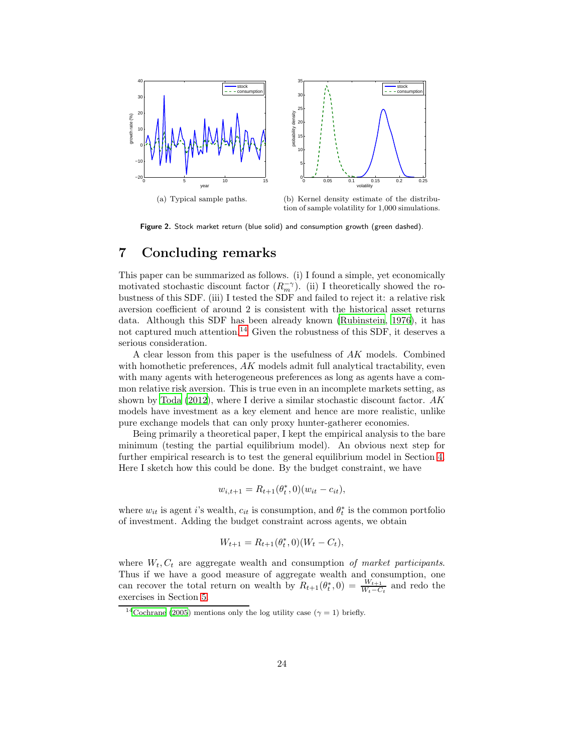(a) Typical sample paths.

(b) Kernel density estimate of the distribution of sample volatility for 1,000 simulations.

**Figure 2.** Stock market return (blue solid) and consumption growth (green dashed).

# 7 Concluding remarks

This paper can be summarized as follows. (i) I found a simple, yet economically motivated stochastic discount factor ($R_m^{-\gamma}$). (ii) I theoretically showed the robustness of this SDF. (iii) I tested the SDF and failed to reject it: a relative risk aversion coefficient of around 2 is consistent with the historical asset returns data. Although this SDF has been already known (Rubinstein, 1976), it has not captured much attention.[14] Given the robustness of this SDF, it deserves a serious consideration.

A clear lesson from this paper is the usefulness of *AK* models. Combined with homothetic preferences, *AK* models admit full analytical tractability, even with many agents with heterogeneous preferences as long as agents have a common relative risk aversion. This is true even in an incomplete markets setting, as shown by Toda (2012), where I derive a similar stochastic discount factor. *AK* models have investment as a key element and hence are more realistic, unlike pure exchange models that can proxy hunter-gatherer economies.

Being primarily a theoretical paper, I kept the empirical analysis to the bare minimum (testing the partial equilibrium model). An obvious next step for further empirical research is to test the general equilibrium model in Section 4. Here I sketch how this could be done. By the budget constraint, we have

$$w_{i,t+1} = R_{t+1}(\theta_t^*, 0)(w_{it} - c_{it}),$$

where $w_{it}$ is agent $i$'s wealth, $c_{it}$ is consumption, and $\theta_t^*$ is the common portfolio of investment. Adding the budget constraint across agents, we obtain

$$W_{t+1} = R_{t+1}(\theta_t^*, 0)(W_t - C_t),$$

where $W_t, C_t$ are aggregate wealth and consumption *of market participants*. Thus if we have a good measure of aggregate wealth and consumption, one can recover the total return on wealth by $R_{t+1}(\theta_t^*, 0) = \frac{W_{t+1}}{W_t - C_t}$ and redo the exercises in Section 5.

[14] Cochrane (2005) mentions only the log utility case ($\gamma = 1$) briefly.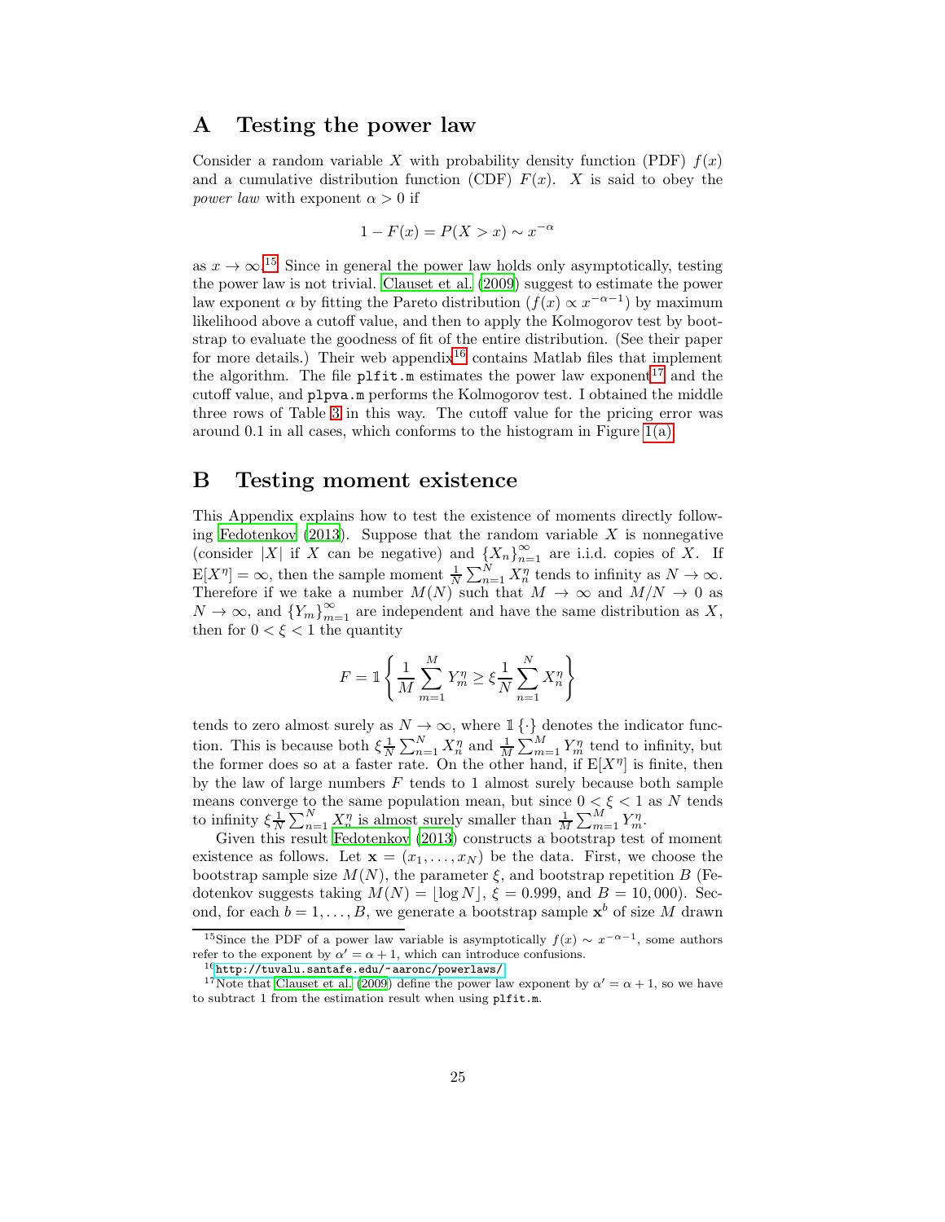## A Testing the power law

Consider a random variable $X$ with probability density function (PDF) $f(x)$ and a cumulative distribution function (CDF) $F(x)$. $X$ is said to obey the *power law* with exponent $\alpha > 0$ if

$$1 - F(x) = P(X > x) \sim x^{-\alpha}$$

as $x \to \infty$.[15] Since in general the power law holds only asymptotically, testing the power law is not trivial. Clauset et al. (2009) suggest to estimate the power law exponent $\alpha$ by fitting the Pareto distribution ($f(x) \propto x^{-\alpha-1}$) by maximum likelihood above a cutoff value, and then to apply the Kolmogorov test by bootstrap to evaluate the goodness of fit of the entire distribution. (See their paper for more details.) Their web appendix[16] contains Matlab files that implement the algorithm. The file `plfit.m` estimates the power law exponent[17] and the cutoff value, and `plpva.m` performs the Kolmogorov test. I obtained the middle three rows of Table 3 in this way. The cutoff value for the pricing error was around 0.1 in all cases, which conforms to the histogram in Figure 1(a).

## B Testing moment existence

This Appendix explains how to test the existence of moments directly following Fedotenkov (2013). Suppose that the random variable $X$ is nonnegative (consider $|X|$ if $X$ can be negative) and $\{X_n\}_{n=1}^{\infty}$ are i.i.d. copies of $X$. If $\mathrm{E}[X^\eta] = \infty$, then the sample moment $\frac{1}{N}\sum_{n=1}^{N} X_n^\eta$ tends to infinity as $N \to \infty$. Therefore if we take a number $M(N)$ such that $M \to \infty$ and $M/N \to 0$ as $N \to \infty$, and $\{Y_m\}_{m=1}^{\infty}$ are independent and have the same distribution as $X$, then for $0 < \xi < 1$ the quantity

$$F = \mathbb{1}\left\{\frac{1}{M}\sum_{m=1}^{M} Y_m^\eta \geq \xi \frac{1}{N}\sum_{n=1}^{N} X_n^\eta\right\}$$

tends to zero almost surely as $N \to \infty$, where $\mathbb{1}\{\cdot\}$ denotes the indicator function. This is because both $\xi\frac{1}{N}\sum_{n=1}^{N} X_n^\eta$ and $\frac{1}{M}\sum_{m=1}^{M} Y_m^\eta$ tend to infinity, but the former does so at a faster rate. On the other hand, if $\mathrm{E}[X^\eta]$ is finite, then by the law of large numbers $F$ tends to 1 almost surely because both sample means converge to the same population mean, but since $0 < \xi < 1$ as $N$ tends to infinity $\xi\frac{1}{N}\sum_{n=1}^{N} X_n^\eta$ is almost surely smaller than $\frac{1}{M}\sum_{m=1}^{M} Y_m^\eta$.

Given this result Fedotenkov (2013) constructs a bootstrap test of moment existence as follows. Let $\mathbf{x} = (x_1, \dots, x_N)$ be the data. First, we choose the bootstrap sample size $M(N)$, the parameter $\xi$, and bootstrap repetition $B$ (Fedotenkov suggests taking $M(N) = \lfloor \log N \rfloor$, $\xi = 0.999$, and $B = 10{,}000$). Second, for each $b = 1, \dots, B$, we generate a bootstrap sample $\mathbf{x}^b$ of size $M$ drawn

---

[15] Since the PDF of a power law variable is asymptotically $f(x) \sim x^{-\alpha-1}$, some authors refer to the exponent by $\alpha' = \alpha + 1$, which can introduce confusions.

[16] http://tuvalu.santafe.edu/~aaronc/powerlaws/

[17] Note that Clauset et al. (2009) define the power law exponent by $\alpha' = \alpha + 1$, so we have to subtract 1 from the estimation result when using `plfit.m`.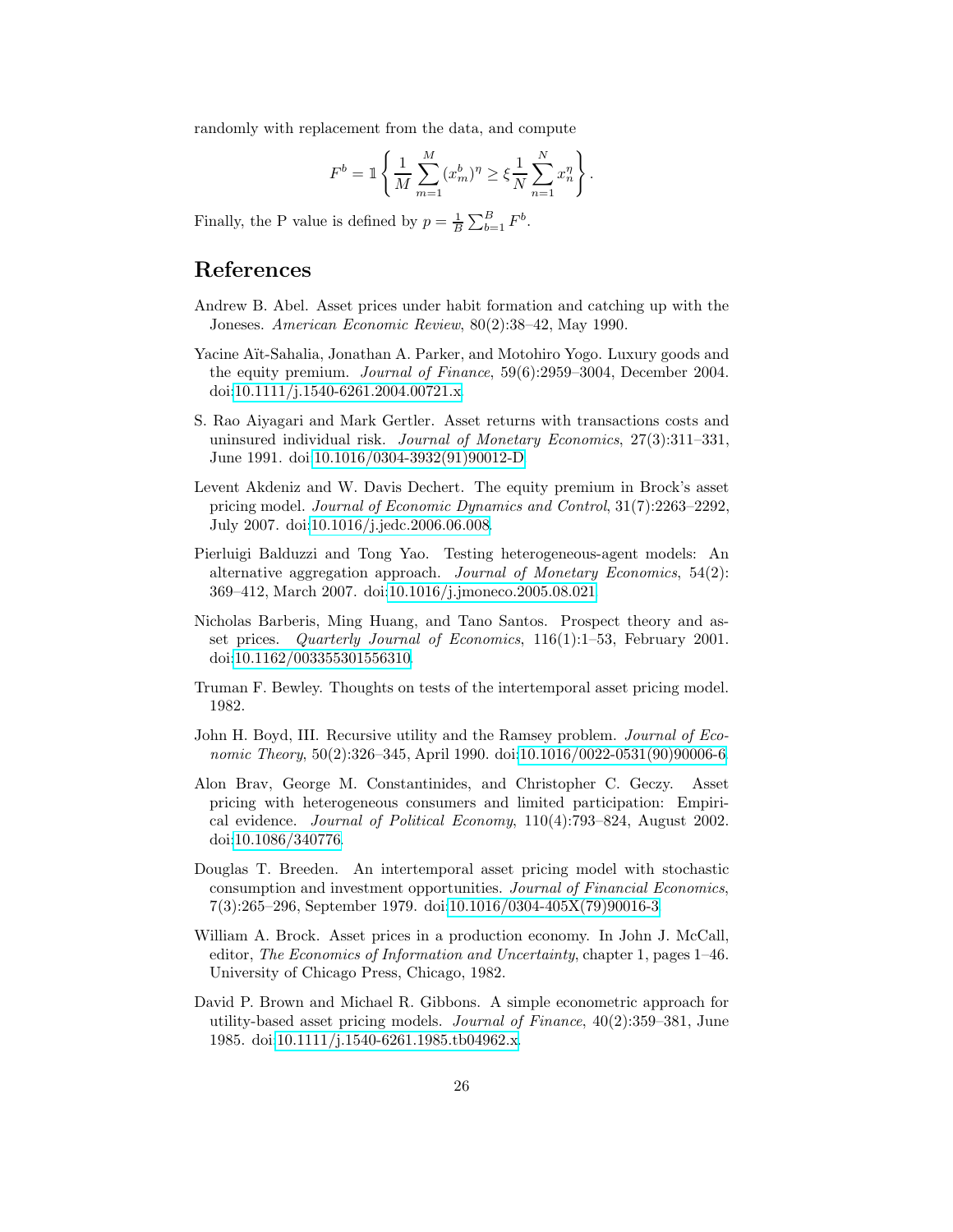randomly with replacement from the data, and compute

$$F^b = \mathbb{1}\left\{\frac{1}{M}\sum_{m=1}^{M}(x_m^b)^\eta \geq \xi \frac{1}{N}\sum_{n=1}^{N}x_n^\eta\right\}.$$

Finally, the P value is defined by $p = \frac{1}{B}\sum_{b=1}^{B} F^b$.

# References

Andrew B. Abel. Asset prices under habit formation and catching up with the Joneses. *American Economic Review*, 80(2):38–42, May 1990.

Yacine Aït-Sahalia, Jonathan A. Parker, and Motohiro Yogo. Luxury goods and the equity premium. *Journal of Finance*, 59(6):2959–3004, December 2004. doi:10.1111/j.1540-6261.2004.00721.x.

S. Rao Aiyagari and Mark Gertler. Asset returns with transactions costs and uninsured individual risk. *Journal of Monetary Economics*, 27(3):311–331, June 1991. doi:10.1016/0304-3932(91)90012-D.

Levent Akdeniz and W. Davis Dechert. The equity premium in Brock's asset pricing model. *Journal of Economic Dynamics and Control*, 31(7):2263–2292, July 2007. doi:10.1016/j.jedc.2006.06.008.

Pierluigi Balduzzi and Tong Yao. Testing heterogeneous-agent models: An alternative aggregation approach. *Journal of Monetary Economics*, 54(2): 369–412, March 2007. doi:10.1016/j.jmoneco.2005.08.021.

Nicholas Barberis, Ming Huang, and Tano Santos. Prospect theory and asset prices. *Quarterly Journal of Economics*, 116(1):1–53, February 2001. doi:10.1162/003355301556310.

Truman F. Bewley. Thoughts on tests of the intertemporal asset pricing model. 1982.

John H. Boyd, III. Recursive utility and the Ramsey problem. *Journal of Economic Theory*, 50(2):326–345, April 1990. doi:10.1016/0022-0531(90)90006-6.

Alon Brav, George M. Constantinides, and Christopher C. Geczy. Asset pricing with heterogeneous consumers and limited participation: Empirical evidence. *Journal of Political Economy*, 110(4):793–824, August 2002. doi:10.1086/340776.

Douglas T. Breeden. An intertemporal asset pricing model with stochastic consumption and investment opportunities. *Journal of Financial Economics*, 7(3):265–296, September 1979. doi:10.1016/0304-405X(79)90016-3.

William A. Brock. Asset prices in a production economy. In John J. McCall, editor, *The Economics of Information and Uncertainty*, chapter 1, pages 1–46. University of Chicago Press, Chicago, 1982.

David P. Brown and Michael R. Gibbons. A simple econometric approach for utility-based asset pricing models. *Journal of Finance*, 40(2):359–381, June 1985. doi:10.1111/j.1540-6261.1985.tb04962.x.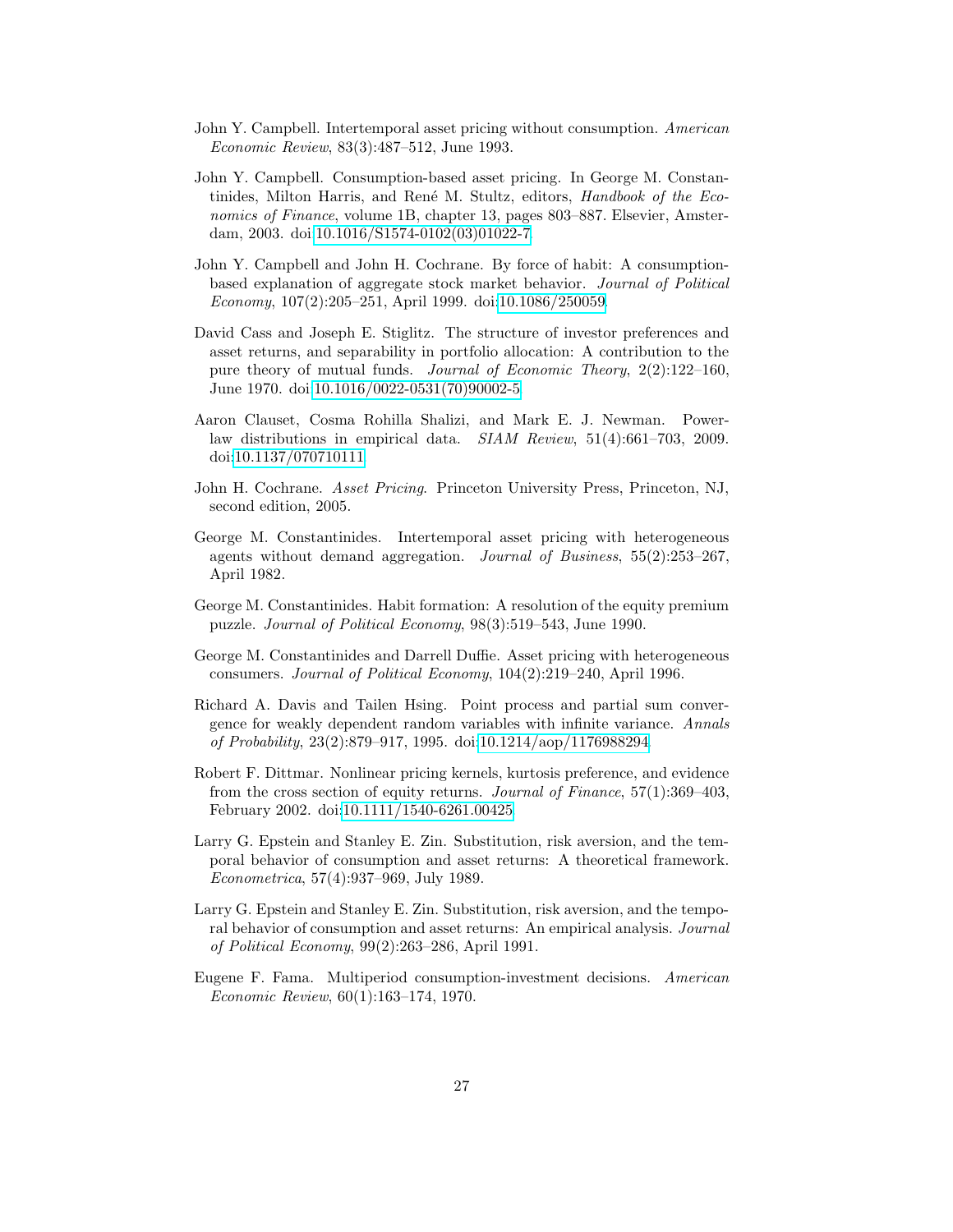John Y. Campbell. Intertemporal asset pricing without consumption. *American Economic Review*, 83(3):487–512, June 1993.

John Y. Campbell. Consumption-based asset pricing. In George M. Constantinides, Milton Harris, and René M. Stultz, editors, *Handbook of the Economics of Finance*, volume 1B, chapter 13, pages 803–887. Elsevier, Amsterdam, 2003. doi:10.1016/S1574-0102(03)01022-7.

John Y. Campbell and John H. Cochrane. By force of habit: A consumption-based explanation of aggregate stock market behavior. *Journal of Political Economy*, 107(2):205–251, April 1999. doi:10.1086/250059.

David Cass and Joseph E. Stiglitz. The structure of investor preferences and asset returns, and separability in portfolio allocation: A contribution to the pure theory of mutual funds. *Journal of Economic Theory*, 2(2):122–160, June 1970. doi:10.1016/0022-0531(70)90002-5.

Aaron Clauset, Cosma Rohilla Shalizi, and Mark E. J. Newman. Power-law distributions in empirical data. *SIAM Review*, 51(4):661–703, 2009. doi:10.1137/070710111.

John H. Cochrane. *Asset Pricing*. Princeton University Press, Princeton, NJ, second edition, 2005.

George M. Constantinides. Intertemporal asset pricing with heterogeneous agents without demand aggregation. *Journal of Business*, 55(2):253–267, April 1982.

George M. Constantinides. Habit formation: A resolution of the equity premium puzzle. *Journal of Political Economy*, 98(3):519–543, June 1990.

George M. Constantinides and Darrell Duffie. Asset pricing with heterogeneous consumers. *Journal of Political Economy*, 104(2):219–240, April 1996.

Richard A. Davis and Tailen Hsing. Point process and partial sum convergence for weakly dependent random variables with infinite variance. *Annals of Probability*, 23(2):879–917, 1995. doi:10.1214/aop/1176988294.

Robert F. Dittmar. Nonlinear pricing kernels, kurtosis preference, and evidence from the cross section of equity returns. *Journal of Finance*, 57(1):369–403, February 2002. doi:10.1111/1540-6261.00425.

Larry G. Epstein and Stanley E. Zin. Substitution, risk aversion, and the temporal behavior of consumption and asset returns: A theoretical framework. *Econometrica*, 57(4):937–969, July 1989.

Larry G. Epstein and Stanley E. Zin. Substitution, risk aversion, and the temporal behavior of consumption and asset returns: An empirical analysis. *Journal of Political Economy*, 99(2):263–286, April 1991.

Eugene F. Fama. Multiperiod consumption-investment decisions. *American Economic Review*, 60(1):163–174, 1970.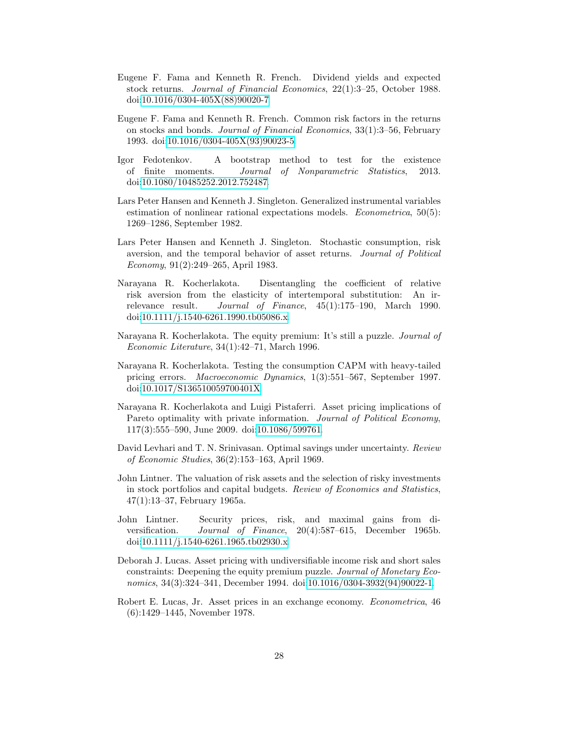Eugene F. Fama and Kenneth R. French. Dividend yields and expected stock returns. *Journal of Financial Economics*, 22(1):3–25, October 1988. doi:10.1016/0304-405X(88)90020-7.

Eugene F. Fama and Kenneth R. French. Common risk factors in the returns on stocks and bonds. *Journal of Financial Economics*, 33(1):3–56, February 1993. doi:10.1016/0304-405X(93)90023-5.

Igor Fedotenkov. A bootstrap method to test for the existence of finite moments. *Journal of Nonparametric Statistics*, 2013. doi:10.1080/10485252.2012.752487.

Lars Peter Hansen and Kenneth J. Singleton. Generalized instrumental variables estimation of nonlinear rational expectations models. *Econometrica*, 50(5): 1269–1286, September 1982.

Lars Peter Hansen and Kenneth J. Singleton. Stochastic consumption, risk aversion, and the temporal behavior of asset returns. *Journal of Political Economy*, 91(2):249–265, April 1983.

Narayana R. Kocherlakota. Disentangling the coefficient of relative risk aversion from the elasticity of intertemporal substitution: An irrelevance result. *Journal of Finance*, 45(1):175–190, March 1990. doi:10.1111/j.1540-6261.1990.tb05086.x.

Narayana R. Kocherlakota. The equity premium: It's still a puzzle. *Journal of Economic Literature*, 34(1):42–71, March 1996.

Narayana R. Kocherlakota. Testing the consumption CAPM with heavy-tailed pricing errors. *Macroeconomic Dynamics*, 1(3):551–567, September 1997. doi:10.1017/S136510059700401X.

Narayana R. Kocherlakota and Luigi Pistaferri. Asset pricing implications of Pareto optimality with private information. *Journal of Political Economy*, 117(3):555–590, June 2009. doi:10.1086/599761.

David Levhari and T. N. Srinivasan. Optimal savings under uncertainty. *Review of Economic Studies*, 36(2):153–163, April 1969.

John Lintner. The valuation of risk assets and the selection of risky investments in stock portfolios and capital budgets. *Review of Economics and Statistics*, 47(1):13–37, February 1965a.

John Lintner. Security prices, risk, and maximal gains from diversification. *Journal of Finance*, 20(4):587–615, December 1965b. doi:10.1111/j.1540-6261.1965.tb02930.x.

Deborah J. Lucas. Asset pricing with undiversifiable income risk and short sales constraints: Deepening the equity premium puzzle. *Journal of Monetary Economics*, 34(3):324–341, December 1994. doi:10.1016/0304-3932(94)90022-1.

Robert E. Lucas, Jr. Asset prices in an exchange economy. *Econometrica*, 46 (6):1429–1445, November 1978.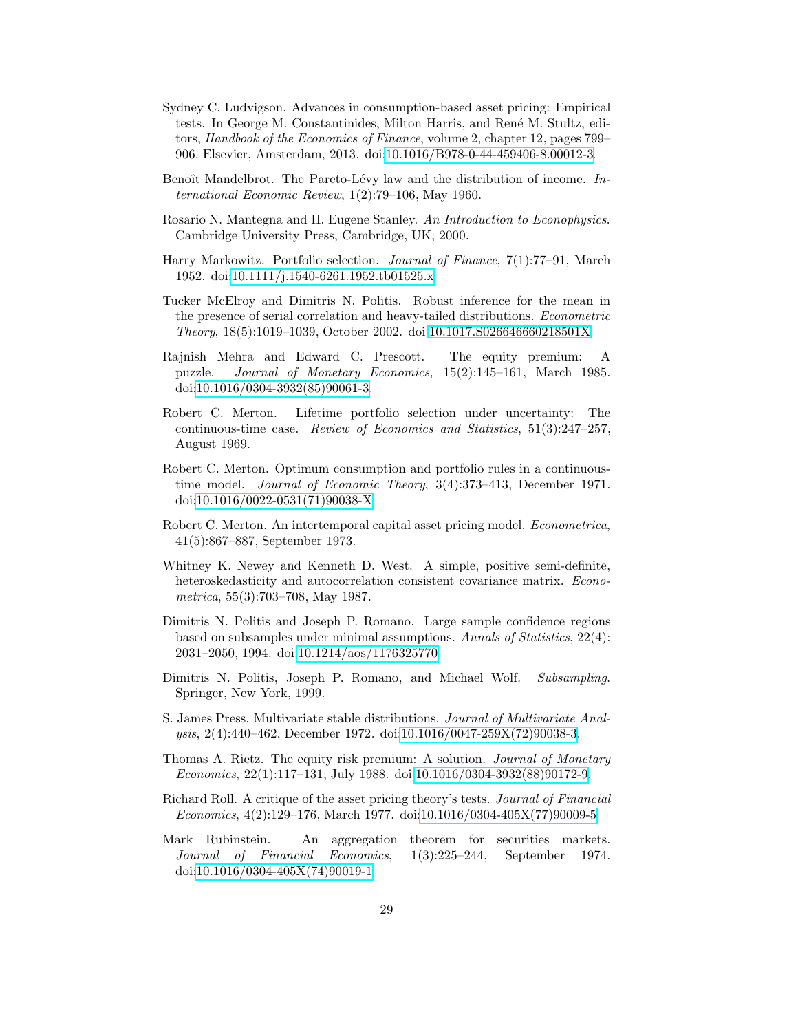Sydney C. Ludvigson. Advances in consumption-based asset pricing: Empirical tests. In George M. Constantinides, Milton Harris, and René M. Stultz, editors, *Handbook of the Economics of Finance*, volume 2, chapter 12, pages 799–906. Elsevier, Amsterdam, 2013. doi:10.1016/B978-0-44-459406-8.00012-3.

Benoît Mandelbrot. The Pareto-Lévy law and the distribution of income. *International Economic Review*, 1(2):79–106, May 1960.

Rosario N. Mantegna and H. Eugene Stanley. *An Introduction to Econophysics*. Cambridge University Press, Cambridge, UK, 2000.

Harry Markowitz. Portfolio selection. *Journal of Finance*, 7(1):77–91, March 1952. doi:10.1111/j.1540-6261.1952.tb01525.x.

Tucker McElroy and Dimitris N. Politis. Robust inference for the mean in the presence of serial correlation and heavy-tailed distributions. *Econometric Theory*, 18(5):1019–1039, October 2002. doi:10.1017.S026646660218501X.

Rajnish Mehra and Edward C. Prescott. The equity premium: A puzzle. *Journal of Monetary Economics*, 15(2):145–161, March 1985. doi:10.1016/0304-3932(85)90061-3.

Robert C. Merton. Lifetime portfolio selection under uncertainty: The continuous-time case. *Review of Economics and Statistics*, 51(3):247–257, August 1969.

Robert C. Merton. Optimum consumption and portfolio rules in a continuous-time model. *Journal of Economic Theory*, 3(4):373–413, December 1971. doi:10.1016/0022-0531(71)90038-X.

Robert C. Merton. An intertemporal capital asset pricing model. *Econometrica*, 41(5):867–887, September 1973.

Whitney K. Newey and Kenneth D. West. A simple, positive semi-definite, heteroskedasticity and autocorrelation consistent covariance matrix. *Econometrica*, 55(3):703–708, May 1987.

Dimitris N. Politis and Joseph P. Romano. Large sample confidence regions based on subsamples under minimal assumptions. *Annals of Statistics*, 22(4): 2031–2050, 1994. doi:10.1214/aos/1176325770.

Dimitris N. Politis, Joseph P. Romano, and Michael Wolf. *Subsampling*. Springer, New York, 1999.

S. James Press. Multivariate stable distributions. *Journal of Multivariate Analysis*, 2(4):440–462, December 1972. doi:10.1016/0047-259X(72)90038-3.

Thomas A. Rietz. The equity risk premium: A solution. *Journal of Monetary Economics*, 22(1):117–131, July 1988. doi:10.1016/0304-3932(88)90172-9.

Richard Roll. A critique of the asset pricing theory's tests. *Journal of Financial Economics*, 4(2):129–176, March 1977. doi:10.1016/0304-405X(77)90009-5.

Mark Rubinstein. An aggregation theorem for securities markets. *Journal of Financial Economics*, 1(3):225–244, September 1974. doi:10.1016/0304-405X(74)90019-1.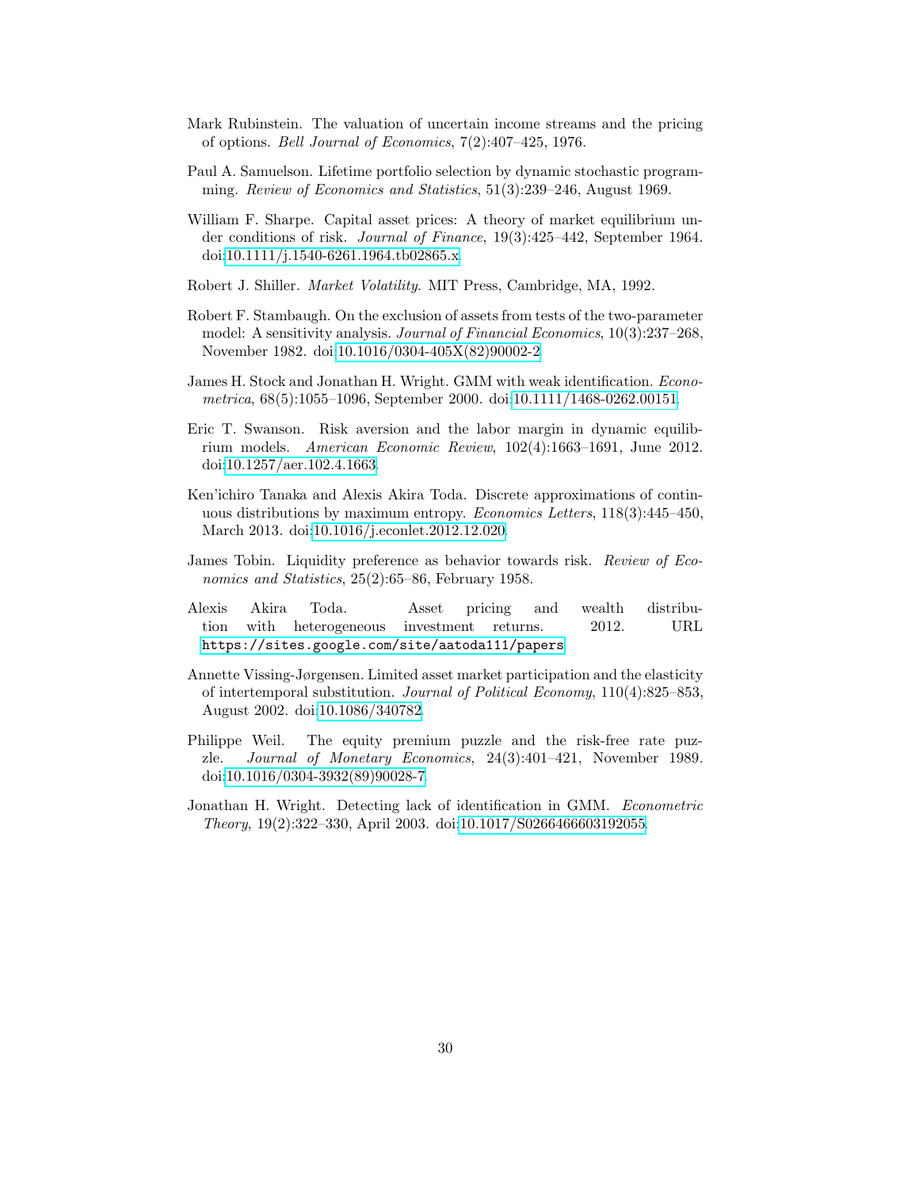Mark Rubinstein. The valuation of uncertain income streams and the pricing of options. *Bell Journal of Economics*, 7(2):407–425, 1976.

Paul A. Samuelson. Lifetime portfolio selection by dynamic stochastic programming. *Review of Economics and Statistics*, 51(3):239–246, August 1969.

William F. Sharpe. Capital asset prices: A theory of market equilibrium under conditions of risk. *Journal of Finance*, 19(3):425–442, September 1964. doi:10.1111/j.1540-6261.1964.tb02865.x.

Robert J. Shiller. *Market Volatility*. MIT Press, Cambridge, MA, 1992.

Robert F. Stambaugh. On the exclusion of assets from tests of the two-parameter model: A sensitivity analysis. *Journal of Financial Economics*, 10(3):237–268, November 1982. doi:10.1016/0304-405X(82)90002-2.

James H. Stock and Jonathan H. Wright. GMM with weak identification. *Econometrica*, 68(5):1055–1096, September 2000. doi:10.1111/1468-0262.00151.

Eric T. Swanson. Risk aversion and the labor margin in dynamic equilibrium models. *American Economic Review*, 102(4):1663–1691, June 2012. doi:10.1257/aer.102.4.1663.

Ken'ichiro Tanaka and Alexis Akira Toda. Discrete approximations of continuous distributions by maximum entropy. *Economics Letters*, 118(3):445–450, March 2013. doi:10.1016/j.econlet.2012.12.020.

James Tobin. Liquidity preference as behavior towards risk. *Review of Economics and Statistics*, 25(2):65–86, February 1958.

Alexis Akira Toda. Asset pricing and wealth distribution with heterogeneous investment returns. 2012. URL https://sites.google.com/site/aatoda111/papers.

Annette Vissing-Jørgensen. Limited asset market participation and the elasticity of intertemporal substitution. *Journal of Political Economy*, 110(4):825–853, August 2002. doi:10.1086/340782.

Philippe Weil. The equity premium puzzle and the risk-free rate puzzle. *Journal of Monetary Economics*, 24(3):401–421, November 1989. doi:10.1016/0304-3932(89)90028-7.

Jonathan H. Wright. Detecting lack of identification in GMM. *Econometric Theory*, 19(2):322–330, April 2003. doi:10.1017/S0266466603192055.